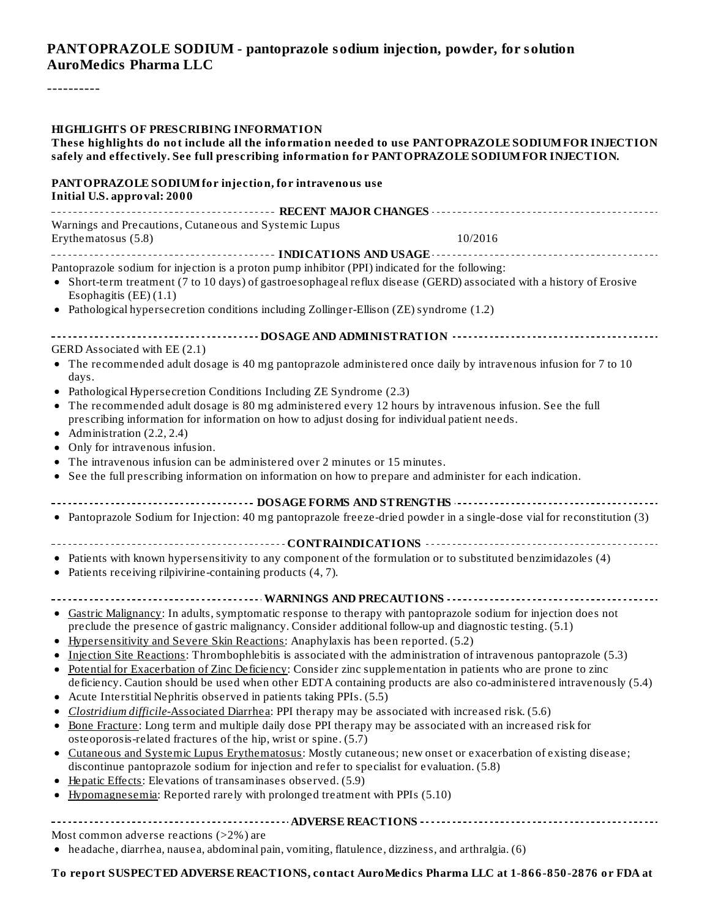**PANTOPRAZOLE SODIUM - pantoprazole sodium injection, powder, for solution**
**AuroMedics Pharma LLC**

----------

**HIGHLIGHTS OF PRESCRIBING INFORMATION**
**These highlights do not include all the information needed to use PANTOPRAZOLE SODIUM FOR INJECTION safely and effectively. See full prescribing information for PANTOPRAZOLE SODIUM FOR INJECTION.**

**PANTOPRAZOLE SODIUM for injection, for intravenous use**
**Initial U.S. approval: 2000**

**RECENT MAJOR CHANGES**

Warnings and Precautions, Cutaneous and Systemic Lupus Erythematosus (5.8) 10/2016

**INDICATIONS AND USAGE**

Pantoprazole sodium for injection is a proton pump inhibitor (PPI) indicated for the following:

- Short-term treatment (7 to 10 days) of gastroesophageal reflux disease (GERD) associated with a history of Erosive Esophagitis (EE) (1.1)
- Pathological hypersecretion conditions including Zollinger-Ellison (ZE) syndrome (1.2)

**DOSAGE AND ADMINISTRATION**

GERD Associated with EE (2.1)

- The recommended adult dosage is 40 mg pantoprazole administered once daily by intravenous infusion for 7 to 10 days.
- Pathological Hypersecretion Conditions Including ZE Syndrome (2.3)
- The recommended adult dosage is 80 mg administered every 12 hours by intravenous infusion. See the full prescribing information for information on how to adjust dosing for individual patient needs.
- Administration (2.2, 2.4)
- Only for intravenous infusion.
- The intravenous infusion can be administered over 2 minutes or 15 minutes.
- See the full prescribing information on information on how to prepare and administer for each indication.

**DOSAGE FORMS AND STRENGTHS**

- Pantoprazole Sodium for Injection: 40 mg pantoprazole freeze-dried powder in a single-dose vial for reconstitution (3)

**CONTRAINDICATIONS**

- Patients with known hypersensitivity to any component of the formulation or to substituted benzimidazoles (4)
- Patients receiving rilpivirine-containing products (4, 7).

**WARNINGS AND PRECAUTIONS**

- Gastric Malignancy: In adults, symptomatic response to therapy with pantoprazole sodium for injection does not preclude the presence of gastric malignancy. Consider additional follow-up and diagnostic testing. (5.1)
- Hypersensitivity and Severe Skin Reactions: Anaphylaxis has been reported. (5.2)
- Injection Site Reactions: Thrombophlebitis is associated with the administration of intravenous pantoprazole (5.3)
- Potential for Exacerbation of Zinc Deficiency: Consider zinc supplementation in patients who are prone to zinc deficiency. Caution should be used when other EDTA containing products are also co-administered intravenously (5.4)
- Acute Interstitial Nephritis observed in patients taking PPIs. (5.5)
- *Clostridium difficile*-Associated Diarrhea: PPI therapy may be associated with increased risk. (5.6)
- Bone Fracture: Long term and multiple daily dose PPI therapy may be associated with an increased risk for osteoporosis-related fractures of the hip, wrist or spine. (5.7)
- Cutaneous and Systemic Lupus Erythematosus: Mostly cutaneous; new onset or exacerbation of existing disease; discontinue pantoprazole sodium for injection and refer to specialist for evaluation. (5.8)
- Hepatic Effects: Elevations of transaminases observed. (5.9)
- Hypomagnesemia: Reported rarely with prolonged treatment with PPIs (5.10)

**ADVERSE REACTIONS**

Most common adverse reactions (>2%) are

- headache, diarrhea, nausea, abdominal pain, vomiting, flatulence, dizziness, and arthralgia. (6)

**To report SUSPECTED ADVERSE REACTIONS, contact AuroMedics Pharma LLC at 1-866-850-2876 or FDA at**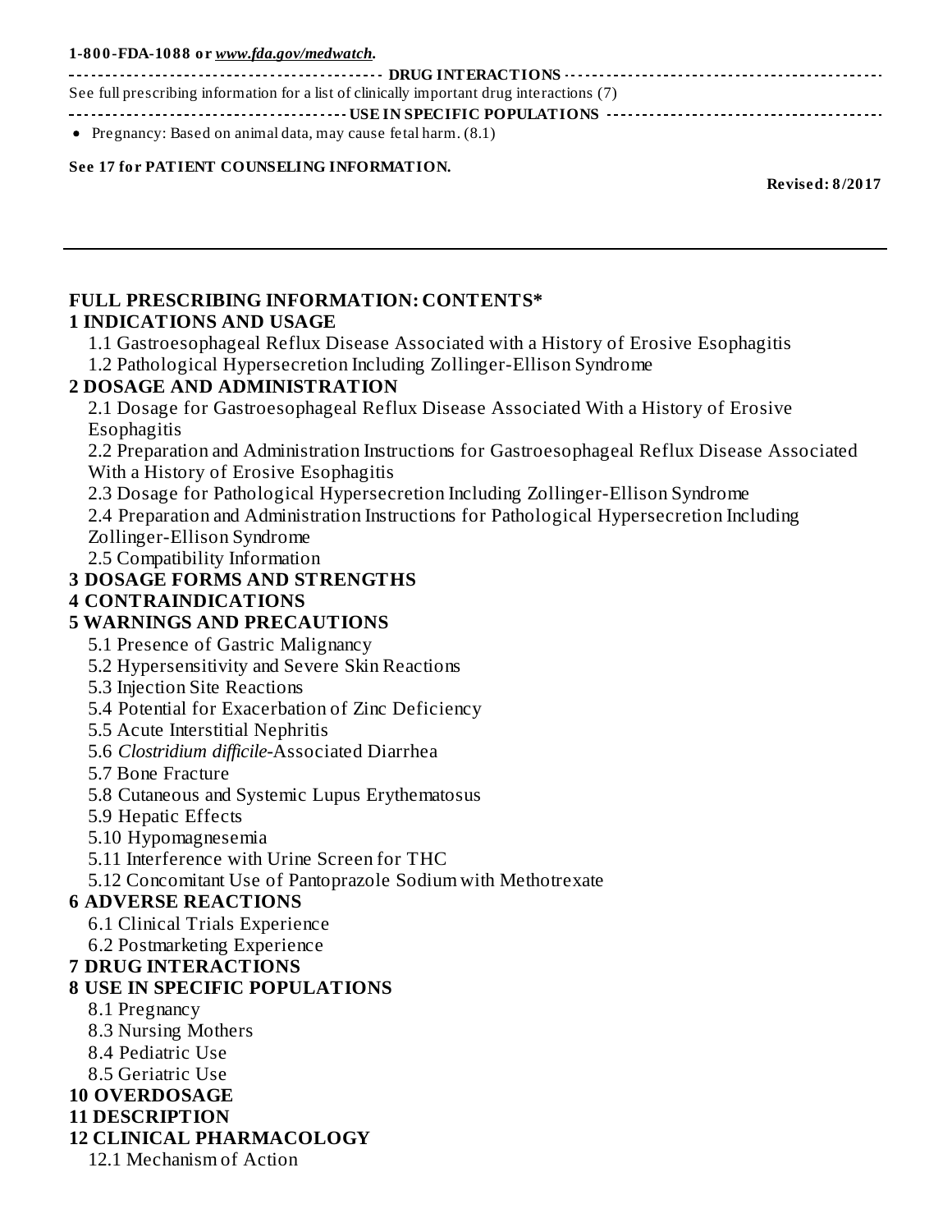**1-800-FDA-1088 or *www.fda.gov/medwatch*.**

**DRUG INTERACTIONS**

See full prescribing information for a list of clinically important drug interactions (7)

**USE IN SPECIFIC POPULATIONS**

- Pregnancy: Based on animal data, may cause fetal harm. (8.1)

**See 17 for PATIENT COUNSELING INFORMATION.**

**Revised: 8/2017**

---

## FULL PRESCRIBING INFORMATION: CONTENTS*

**1 INDICATIONS AND USAGE**

1.1 Gastroesophageal Reflux Disease Associated with a History of Erosive Esophagitis

1.2 Pathological Hypersecretion Including Zollinger-Ellison Syndrome

**2 DOSAGE AND ADMINISTRATION**

2.1 Dosage for Gastroesophageal Reflux Disease Associated With a History of Erosive Esophagitis

2.2 Preparation and Administration Instructions for Gastroesophageal Reflux Disease Associated With a History of Erosive Esophagitis

2.3 Dosage for Pathological Hypersecretion Including Zollinger-Ellison Syndrome

2.4 Preparation and Administration Instructions for Pathological Hypersecretion Including Zollinger-Ellison Syndrome

2.5 Compatibility Information

**3 DOSAGE FORMS AND STRENGTHS**

**4 CONTRAINDICATIONS**

**5 WARNINGS AND PRECAUTIONS**

5.1 Presence of Gastric Malignancy

5.2 Hypersensitivity and Severe Skin Reactions

5.3 Injection Site Reactions

5.4 Potential for Exacerbation of Zinc Deficiency

5.5 Acute Interstitial Nephritis

5.6 *Clostridium difficile*-Associated Diarrhea

5.7 Bone Fracture

5.8 Cutaneous and Systemic Lupus Erythematosus

5.9 Hepatic Effects

5.10 Hypomagnesemia

5.11 Interference with Urine Screen for THC

5.12 Concomitant Use of Pantoprazole Sodium with Methotrexate

**6 ADVERSE REACTIONS**

6.1 Clinical Trials Experience

6.2 Postmarketing Experience

**7 DRUG INTERACTIONS**

**8 USE IN SPECIFIC POPULATIONS**

8.1 Pregnancy

8.3 Nursing Mothers

8.4 Pediatric Use

8.5 Geriatric Use

**10 OVERDOSAGE**

**11 DESCRIPTION**

**12 CLINICAL PHARMACOLOGY**

12.1 Mechanism of Action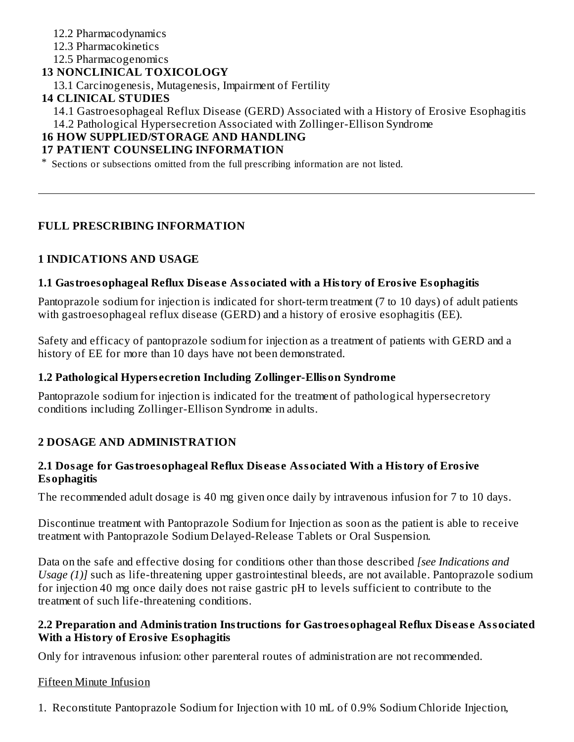12.2 Pharmacodynamics
12.3 Pharmacokinetics
12.5 Pharmacogenomics

**13 NONCLINICAL TOXICOLOGY**

13.1 Carcinogenesis, Mutagenesis, Impairment of Fertility

**14 CLINICAL STUDIES**

14.1 Gastroesophageal Reflux Disease (GERD) Associated with a History of Erosive Esophagitis
14.2 Pathological Hypersecretion Associated with Zollinger-Ellison Syndrome

**16 HOW SUPPLIED/STORAGE AND HANDLING**

**17 PATIENT COUNSELING INFORMATION**

* Sections or subsections omitted from the full prescribing information are not listed.

---

# FULL PRESCRIBING INFORMATION

## 1 INDICATIONS AND USAGE

### 1.1 Gastroesophageal Reflux Disease Associated with a History of Erosive Esophagitis

Pantoprazole sodium for injection is indicated for short-term treatment (7 to 10 days) of adult patients with gastroesophageal reflux disease (GERD) and a history of erosive esophagitis (EE).

Safety and efficacy of pantoprazole sodium for injection as a treatment of patients with GERD and a history of EE for more than 10 days have not been demonstrated.

### 1.2 Pathological Hypersecretion Including Zollinger-Ellison Syndrome

Pantoprazole sodium for injection is indicated for the treatment of pathological hypersecretory conditions including Zollinger-Ellison Syndrome in adults.

## 2 DOSAGE AND ADMINISTRATION

### 2.1 Dosage for Gastroesophageal Reflux Disease Associated With a History of Erosive Esophagitis

The recommended adult dosage is 40 mg given once daily by intravenous infusion for 7 to 10 days.

Discontinue treatment with Pantoprazole Sodium for Injection as soon as the patient is able to receive treatment with Pantoprazole Sodium Delayed-Release Tablets or Oral Suspension.

Data on the safe and effective dosing for conditions other than those described *[see Indications and Usage (1)]* such as life-threatening upper gastrointestinal bleeds, are not available. Pantoprazole sodium for injection 40 mg once daily does not raise gastric pH to levels sufficient to contribute to the treatment of such life-threatening conditions.

### 2.2 Preparation and Administration Instructions for Gastroesophageal Reflux Disease Associated With a History of Erosive Esophagitis

Only for intravenous infusion: other parenteral routes of administration are not recommended.

<u>Fifteen Minute Infusion</u>

1. Reconstitute Pantoprazole Sodium for Injection with 10 mL of 0.9% Sodium Chloride Injection,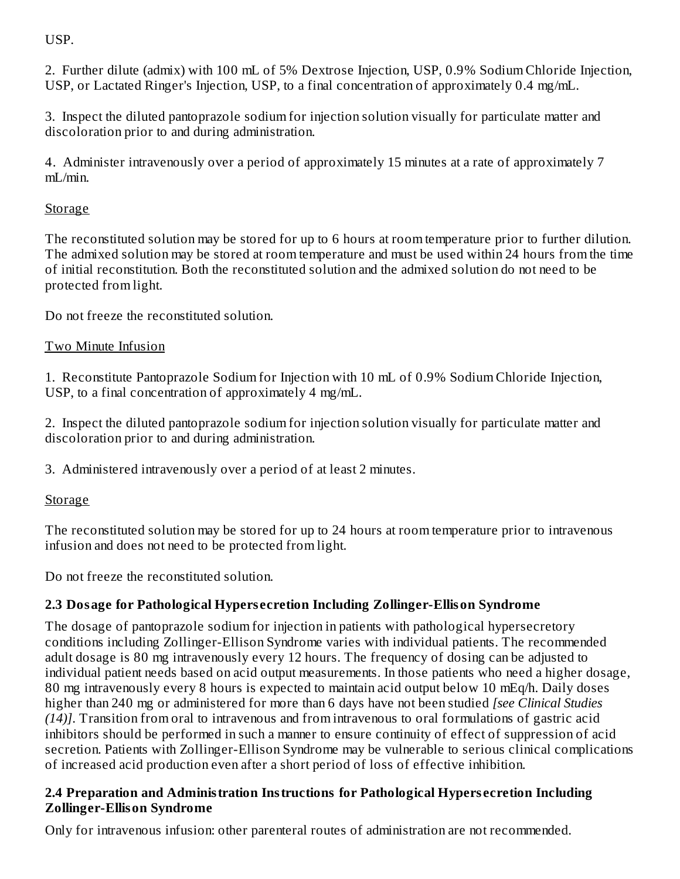USP.

2. Further dilute (admix) with 100 mL of 5% Dextrose Injection, USP, 0.9% Sodium Chloride Injection, USP, or Lactated Ringer's Injection, USP, to a final concentration of approximately 0.4 mg/mL.

3. Inspect the diluted pantoprazole sodium for injection solution visually for particulate matter and discoloration prior to and during administration.

4. Administer intravenously over a period of approximately 15 minutes at a rate of approximately 7 mL/min.

Storage

The reconstituted solution may be stored for up to 6 hours at room temperature prior to further dilution. The admixed solution may be stored at room temperature and must be used within 24 hours from the time of initial reconstitution. Both the reconstituted solution and the admixed solution do not need to be protected from light.

Do not freeze the reconstituted solution.

Two Minute Infusion

1. Reconstitute Pantoprazole Sodium for Injection with 10 mL of 0.9% Sodium Chloride Injection, USP, to a final concentration of approximately 4 mg/mL.

2. Inspect the diluted pantoprazole sodium for injection solution visually for particulate matter and discoloration prior to and during administration.

3. Administered intravenously over a period of at least 2 minutes.

Storage

The reconstituted solution may be stored for up to 24 hours at room temperature prior to intravenous infusion and does not need to be protected from light.

Do not freeze the reconstituted solution.

### 2.3 Dosage for Pathological Hypersecretion Including Zollinger-Ellison Syndrome

The dosage of pantoprazole sodium for injection in patients with pathological hypersecretory conditions including Zollinger-Ellison Syndrome varies with individual patients. The recommended adult dosage is 80 mg intravenously every 12 hours. The frequency of dosing can be adjusted to individual patient needs based on acid output measurements. In those patients who need a higher dosage, 80 mg intravenously every 8 hours is expected to maintain acid output below 10 mEq/h. Daily doses higher than 240 mg or administered for more than 6 days have not been studied *[see Clinical Studies (14)]*. Transition from oral to intravenous and from intravenous to oral formulations of gastric acid inhibitors should be performed in such a manner to ensure continuity of effect of suppression of acid secretion. Patients with Zollinger-Ellison Syndrome may be vulnerable to serious clinical complications of increased acid production even after a short period of loss of effective inhibition.

### 2.4 Preparation and Administration Instructions for Pathological Hypersecretion Including Zollinger-Ellison Syndrome

Only for intravenous infusion: other parenteral routes of administration are not recommended.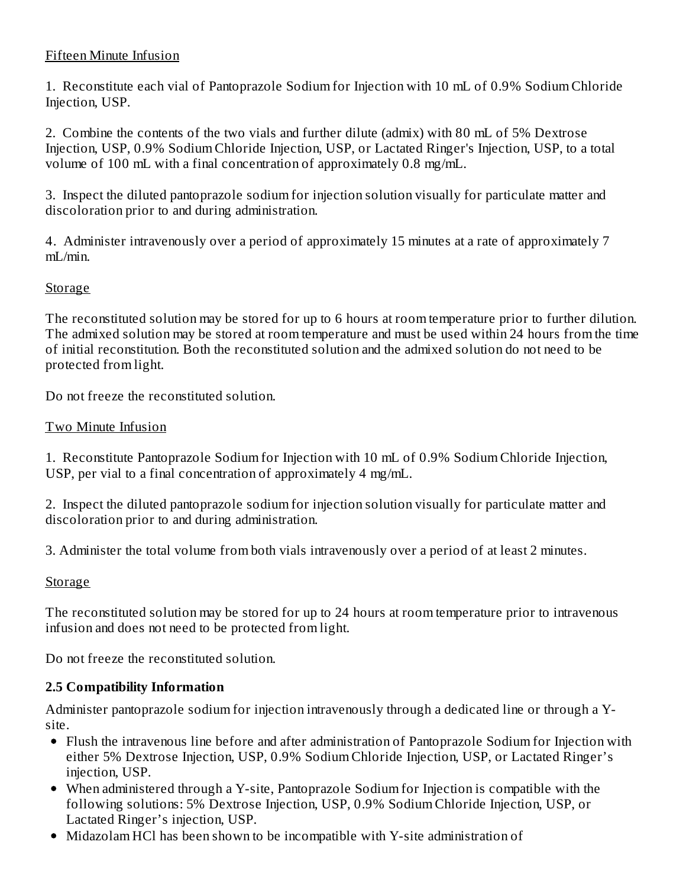Fifteen Minute Infusion

1. Reconstitute each vial of Pantoprazole Sodium for Injection with 10 mL of 0.9% Sodium Chloride Injection, USP.

2. Combine the contents of the two vials and further dilute (admix) with 80 mL of 5% Dextrose Injection, USP, 0.9% Sodium Chloride Injection, USP, or Lactated Ringer's Injection, USP, to a total volume of 100 mL with a final concentration of approximately 0.8 mg/mL.

3. Inspect the diluted pantoprazole sodium for injection solution visually for particulate matter and discoloration prior to and during administration.

4. Administer intravenously over a period of approximately 15 minutes at a rate of approximately 7 mL/min.

Storage

The reconstituted solution may be stored for up to 6 hours at room temperature prior to further dilution. The admixed solution may be stored at room temperature and must be used within 24 hours from the time of initial reconstitution. Both the reconstituted solution and the admixed solution do not need to be protected from light.

Do not freeze the reconstituted solution.

Two Minute Infusion

1. Reconstitute Pantoprazole Sodium for Injection with 10 mL of 0.9% Sodium Chloride Injection, USP, per vial to a final concentration of approximately 4 mg/mL.

2. Inspect the diluted pantoprazole sodium for injection solution visually for particulate matter and discoloration prior to and during administration.

3. Administer the total volume from both vials intravenously over a period of at least 2 minutes.

Storage

The reconstituted solution may be stored for up to 24 hours at room temperature prior to intravenous infusion and does not need to be protected from light.

Do not freeze the reconstituted solution.

**2.5 Compatibility Information**

Administer pantoprazole sodium for injection intravenously through a dedicated line or through a Y-site.

- Flush the intravenous line before and after administration of Pantoprazole Sodium for Injection with either 5% Dextrose Injection, USP, 0.9% Sodium Chloride Injection, USP, or Lactated Ringer's injection, USP.
- When administered through a Y-site, Pantoprazole Sodium for Injection is compatible with the following solutions: 5% Dextrose Injection, USP, 0.9% Sodium Chloride Injection, USP, or Lactated Ringer's injection, USP.
- Midazolam HCl has been shown to be incompatible with Y-site administration of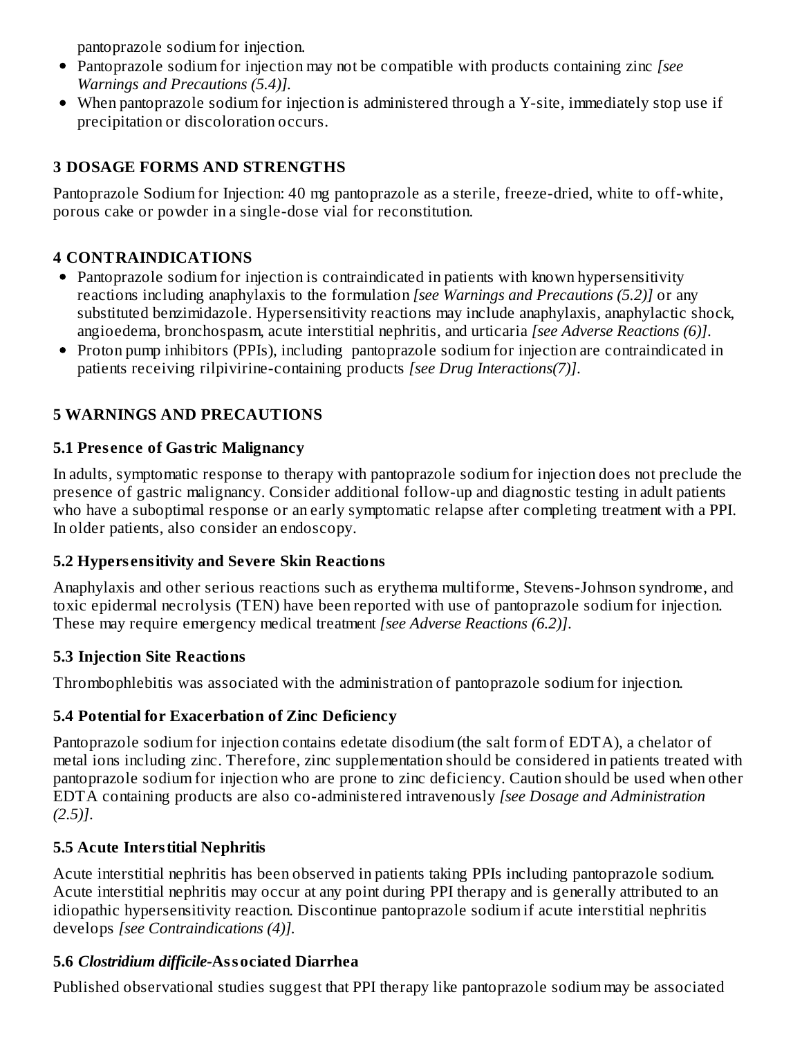pantoprazole sodium for injection.

- Pantoprazole sodium for injection may not be compatible with products containing zinc *[see Warnings and Precautions (5.4)]*.
- When pantoprazole sodium for injection is administered through a Y-site, immediately stop use if precipitation or discoloration occurs.

## 3 DOSAGE FORMS AND STRENGTHS

Pantoprazole Sodium for Injection: 40 mg pantoprazole as a sterile, freeze-dried, white to off-white, porous cake or powder in a single-dose vial for reconstitution.

## 4 CONTRAINDICATIONS

- Pantoprazole sodium for injection is contraindicated in patients with known hypersensitivity reactions including anaphylaxis to the formulation *[see Warnings and Precautions (5.2)]* or any substituted benzimidazole. Hypersensitivity reactions may include anaphylaxis, anaphylactic shock, angioedema, bronchospasm, acute interstitial nephritis, and urticaria *[see Adverse Reactions (6)]*.
- Proton pump inhibitors (PPIs), including pantoprazole sodium for injection are contraindicated in patients receiving rilpivirine-containing products *[see Drug Interactions(7)]*.

## 5 WARNINGS AND PRECAUTIONS

### 5.1 Presence of Gastric Malignancy

In adults, symptomatic response to therapy with pantoprazole sodium for injection does not preclude the presence of gastric malignancy. Consider additional follow-up and diagnostic testing in adult patients who have a suboptimal response or an early symptomatic relapse after completing treatment with a PPI. In older patients, also consider an endoscopy.

### 5.2 Hypersensitivity and Severe Skin Reactions

Anaphylaxis and other serious reactions such as erythema multiforme, Stevens-Johnson syndrome, and toxic epidermal necrolysis (TEN) have been reported with use of pantoprazole sodium for injection. These may require emergency medical treatment *[see Adverse Reactions (6.2)]*.

### 5.3 Injection Site Reactions

Thrombophlebitis was associated with the administration of pantoprazole sodium for injection.

### 5.4 Potential for Exacerbation of Zinc Deficiency

Pantoprazole sodium for injection contains edetate disodium (the salt form of EDTA), a chelator of metal ions including zinc. Therefore, zinc supplementation should be considered in patients treated with pantoprazole sodium for injection who are prone to zinc deficiency. Caution should be used when other EDTA containing products are also co-administered intravenously *[see Dosage and Administration (2.5)]*.

### 5.5 Acute Interstitial Nephritis

Acute interstitial nephritis has been observed in patients taking PPIs including pantoprazole sodium. Acute interstitial nephritis may occur at any point during PPI therapy and is generally attributed to an idiopathic hypersensitivity reaction. Discontinue pantoprazole sodium if acute interstitial nephritis develops *[see Contraindications (4)]*.

### 5.6 *Clostridium difficile*-Associated Diarrhea

Published observational studies suggest that PPI therapy like pantoprazole sodium may be associated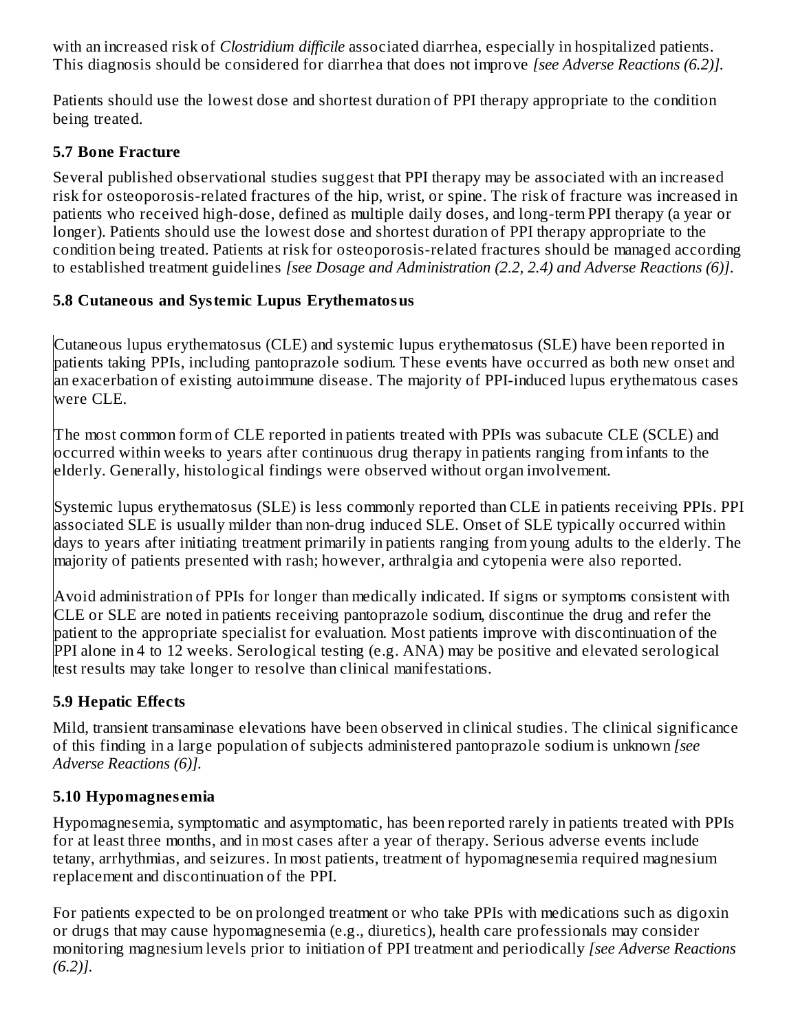with an increased risk of *Clostridium difficile* associated diarrhea, especially in hospitalized patients. This diagnosis should be considered for diarrhea that does not improve *[see Adverse Reactions (6.2)].*

Patients should use the lowest dose and shortest duration of PPI therapy appropriate to the condition being treated.

### 5.7 Bone Fracture

Several published observational studies suggest that PPI therapy may be associated with an increased risk for osteoporosis-related fractures of the hip, wrist, or spine. The risk of fracture was increased in patients who received high-dose, defined as multiple daily doses, and long-term PPI therapy (a year or longer). Patients should use the lowest dose and shortest duration of PPI therapy appropriate to the condition being treated. Patients at risk for osteoporosis-related fractures should be managed according to established treatment guidelines *[see Dosage and Administration (2.2, 2.4) and Adverse Reactions (6)].*

### 5.8 Cutaneous and Systemic Lupus Erythematosus

Cutaneous lupus erythematosus (CLE) and systemic lupus erythematosus (SLE) have been reported in patients taking PPIs, including pantoprazole sodium. These events have occurred as both new onset and an exacerbation of existing autoimmune disease. The majority of PPI-induced lupus erythematous cases were CLE.

The most common form of CLE reported in patients treated with PPIs was subacute CLE (SCLE) and occurred within weeks to years after continuous drug therapy in patients ranging from infants to the elderly. Generally, histological findings were observed without organ involvement.

Systemic lupus erythematosus (SLE) is less commonly reported than CLE in patients receiving PPIs. PPI associated SLE is usually milder than non-drug induced SLE. Onset of SLE typically occurred within days to years after initiating treatment primarily in patients ranging from young adults to the elderly. The majority of patients presented with rash; however, arthralgia and cytopenia were also reported.

Avoid administration of PPIs for longer than medically indicated. If signs or symptoms consistent with CLE or SLE are noted in patients receiving pantoprazole sodium, discontinue the drug and refer the patient to the appropriate specialist for evaluation. Most patients improve with discontinuation of the PPI alone in 4 to 12 weeks. Serological testing (e.g. ANA) may be positive and elevated serological test results may take longer to resolve than clinical manifestations.

### 5.9 Hepatic Effects

Mild, transient transaminase elevations have been observed in clinical studies. The clinical significance of this finding in a large population of subjects administered pantoprazole sodium is unknown *[see Adverse Reactions (6)].*

### 5.10 Hypomagnesemia

Hypomagnesemia, symptomatic and asymptomatic, has been reported rarely in patients treated with PPIs for at least three months, and in most cases after a year of therapy. Serious adverse events include tetany, arrhythmias, and seizures. In most patients, treatment of hypomagnesemia required magnesium replacement and discontinuation of the PPI.

For patients expected to be on prolonged treatment or who take PPIs with medications such as digoxin or drugs that may cause hypomagnesemia (e.g., diuretics), health care professionals may consider monitoring magnesium levels prior to initiation of PPI treatment and periodically *[see Adverse Reactions (6.2)].*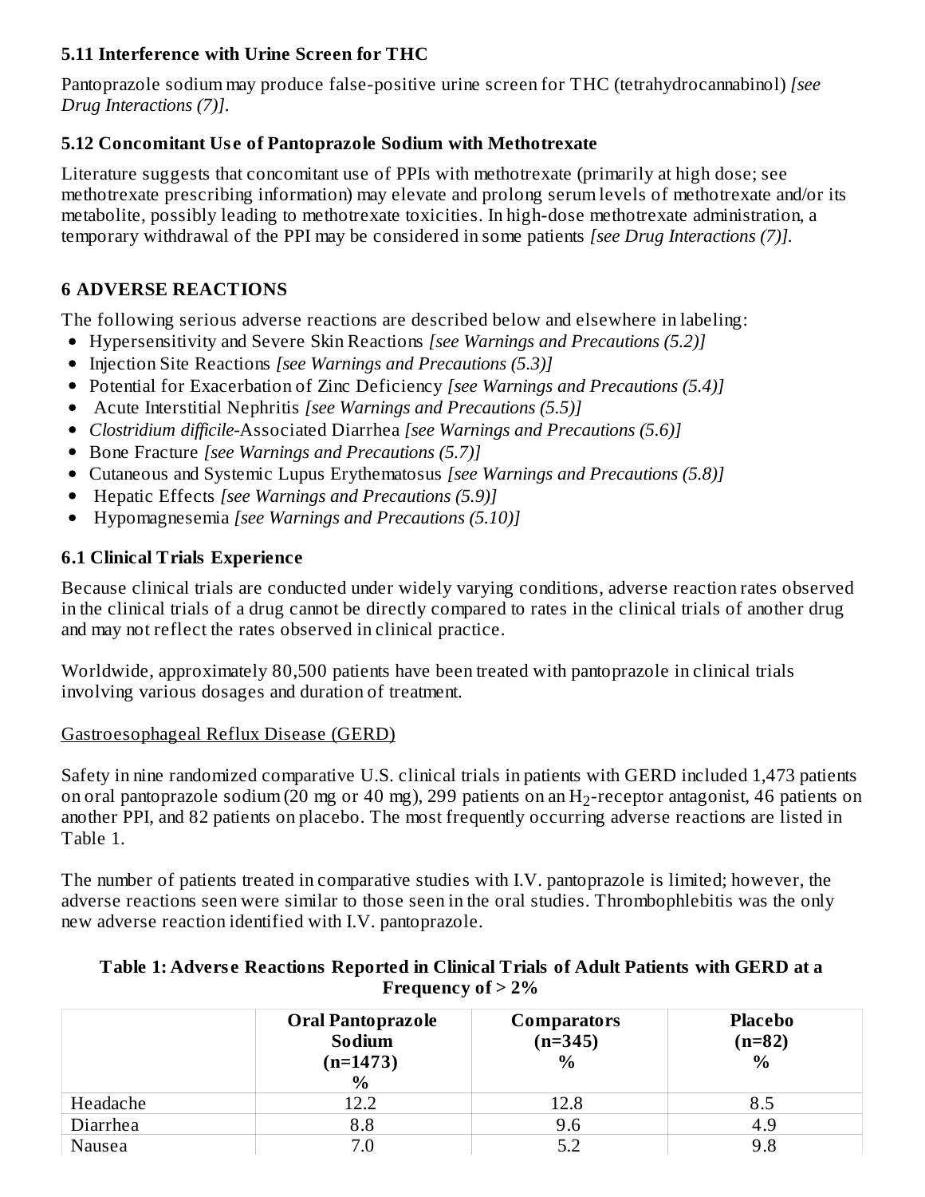### 5.11 Interference with Urine Screen for THC

Pantoprazole sodium may produce false-positive urine screen for THC (tetrahydrocannabinol) *[see Drug Interactions (7)]*.

### 5.12 Concomitant Use of Pantoprazole Sodium with Methotrexate

Literature suggests that concomitant use of PPIs with methotrexate (primarily at high dose; see methotrexate prescribing information) may elevate and prolong serum levels of methotrexate and/or its metabolite, possibly leading to methotrexate toxicities. In high-dose methotrexate administration, a temporary withdrawal of the PPI may be considered in some patients *[see Drug Interactions (7)]*.

## 6 ADVERSE REACTIONS

The following serious adverse reactions are described below and elsewhere in labeling:

- Hypersensitivity and Severe Skin Reactions *[see Warnings and Precautions (5.2)]*
- Injection Site Reactions *[see Warnings and Precautions (5.3)]*
- Potential for Exacerbation of Zinc Deficiency *[see Warnings and Precautions (5.4)]*
- Acute Interstitial Nephritis *[see Warnings and Precautions (5.5)]*
- *Clostridium difficile*-Associated Diarrhea *[see Warnings and Precautions (5.6)]*
- Bone Fracture *[see Warnings and Precautions (5.7)]*
- Cutaneous and Systemic Lupus Erythematosus *[see Warnings and Precautions (5.8)]*
- Hepatic Effects *[see Warnings and Precautions (5.9)]*
- Hypomagnesemia *[see Warnings and Precautions (5.10)]*

### 6.1 Clinical Trials Experience

Because clinical trials are conducted under widely varying conditions, adverse reaction rates observed in the clinical trials of a drug cannot be directly compared to rates in the clinical trials of another drug and may not reflect the rates observed in clinical practice.

Worldwide, approximately 80,500 patients have been treated with pantoprazole in clinical trials involving various dosages and duration of treatment.

Gastroesophageal Reflux Disease (GERD)

Safety in nine randomized comparative U.S. clinical trials in patients with GERD included 1,473 patients on oral pantoprazole sodium (20 mg or 40 mg), 299 patients on an $H_2$-receptor antagonist, 46 patients on another PPI, and 82 patients on placebo. The most frequently occurring adverse reactions are listed in Table 1.

The number of patients treated in comparative studies with I.V. pantoprazole is limited; however, the adverse reactions seen were similar to those seen in the oral studies. Thrombophlebitis was the only new adverse reaction identified with I.V. pantoprazole.

**Table 1: Adverse Reactions Reported in Clinical Trials of Adult Patients with GERD at a Frequency of > 2%**

| | Oral Pantoprazole Sodium (n=1473) % | Comparators (n=345) % | Placebo (n=82) % |
|---|---|---|---|
| Headache | 12.2 | 12.8 | 8.5 |
| Diarrhea | 8.8 | 9.6 | 4.9 |
| Nausea | 7.0 | 5.2 | 9.8 |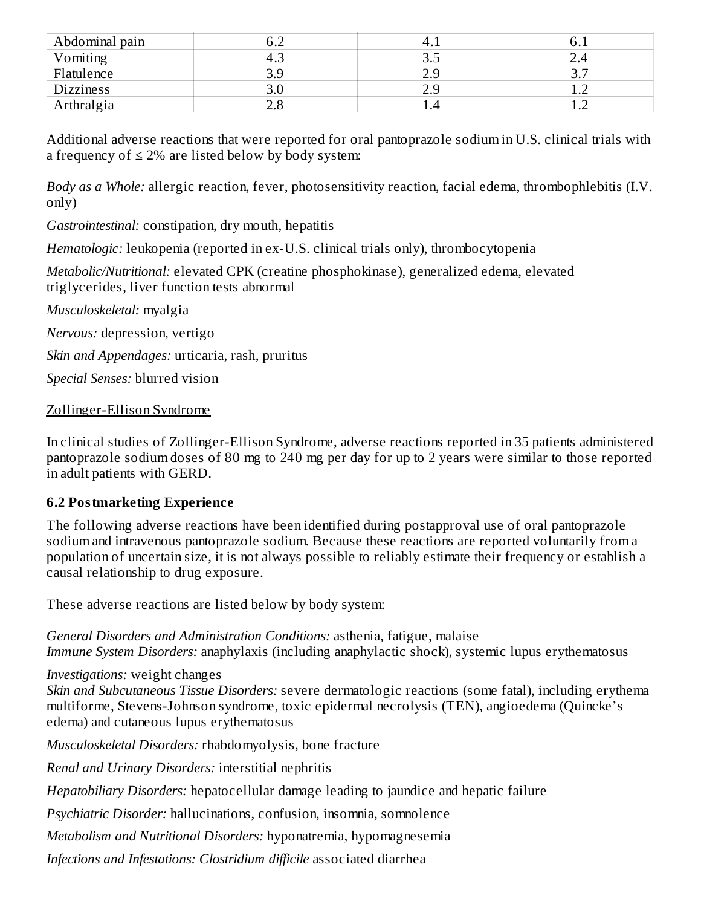| Abdominal pain | 6.2 | 4.1 | 6.1 |
|---|---|---|---|
| Vomiting | 4.3 | 3.5 | 2.4 |
| Flatulence | 3.9 | 2.9 | 3.7 |
| Dizziness | 3.0 | 2.9 | 1.2 |
| Arthralgia | 2.8 | 1.4 | 1.2 |

Additional adverse reactions that were reported for oral pantoprazole sodium in U.S. clinical trials with a frequency of ≤ 2% are listed below by body system:

*Body as a Whole:* allergic reaction, fever, photosensitivity reaction, facial edema, thrombophlebitis (I.V. only)

*Gastrointestinal:* constipation, dry mouth, hepatitis

*Hematologic:* leukopenia (reported in ex-U.S. clinical trials only), thrombocytopenia

*Metabolic/Nutritional:* elevated CPK (creatine phosphokinase), generalized edema, elevated triglycerides, liver function tests abnormal

*Musculoskeletal:* myalgia

*Nervous:* depression, vertigo

*Skin and Appendages:* urticaria, rash, pruritus

*Special Senses:* blurred vision

Zollinger-Ellison Syndrome

In clinical studies of Zollinger-Ellison Syndrome, adverse reactions reported in 35 patients administered pantoprazole sodium doses of 80 mg to 240 mg per day for up to 2 years were similar to those reported in adult patients with GERD.

### 6.2 Postmarketing Experience

The following adverse reactions have been identified during postapproval use of oral pantoprazole sodium and intravenous pantoprazole sodium. Because these reactions are reported voluntarily from a population of uncertain size, it is not always possible to reliably estimate their frequency or establish a causal relationship to drug exposure.

These adverse reactions are listed below by body system:

*General Disorders and Administration Conditions:* asthenia, fatigue, malaise
*Immune System Disorders:* anaphylaxis (including anaphylactic shock), systemic lupus erythematosus

*Investigations:* weight changes
*Skin and Subcutaneous Tissue Disorders:* severe dermatologic reactions (some fatal), including erythema multiforme, Stevens-Johnson syndrome, toxic epidermal necrolysis (TEN), angioedema (Quincke's edema) and cutaneous lupus erythematosus

*Musculoskeletal Disorders:* rhabdomyolysis, bone fracture

*Renal and Urinary Disorders:* interstitial nephritis

*Hepatobiliary Disorders:* hepatocellular damage leading to jaundice and hepatic failure

*Psychiatric Disorder:* hallucinations, confusion, insomnia, somnolence

*Metabolism and Nutritional Disorders:* hyponatremia, hypomagnesemia

*Infections and Infestations: Clostridium difficile* associated diarrhea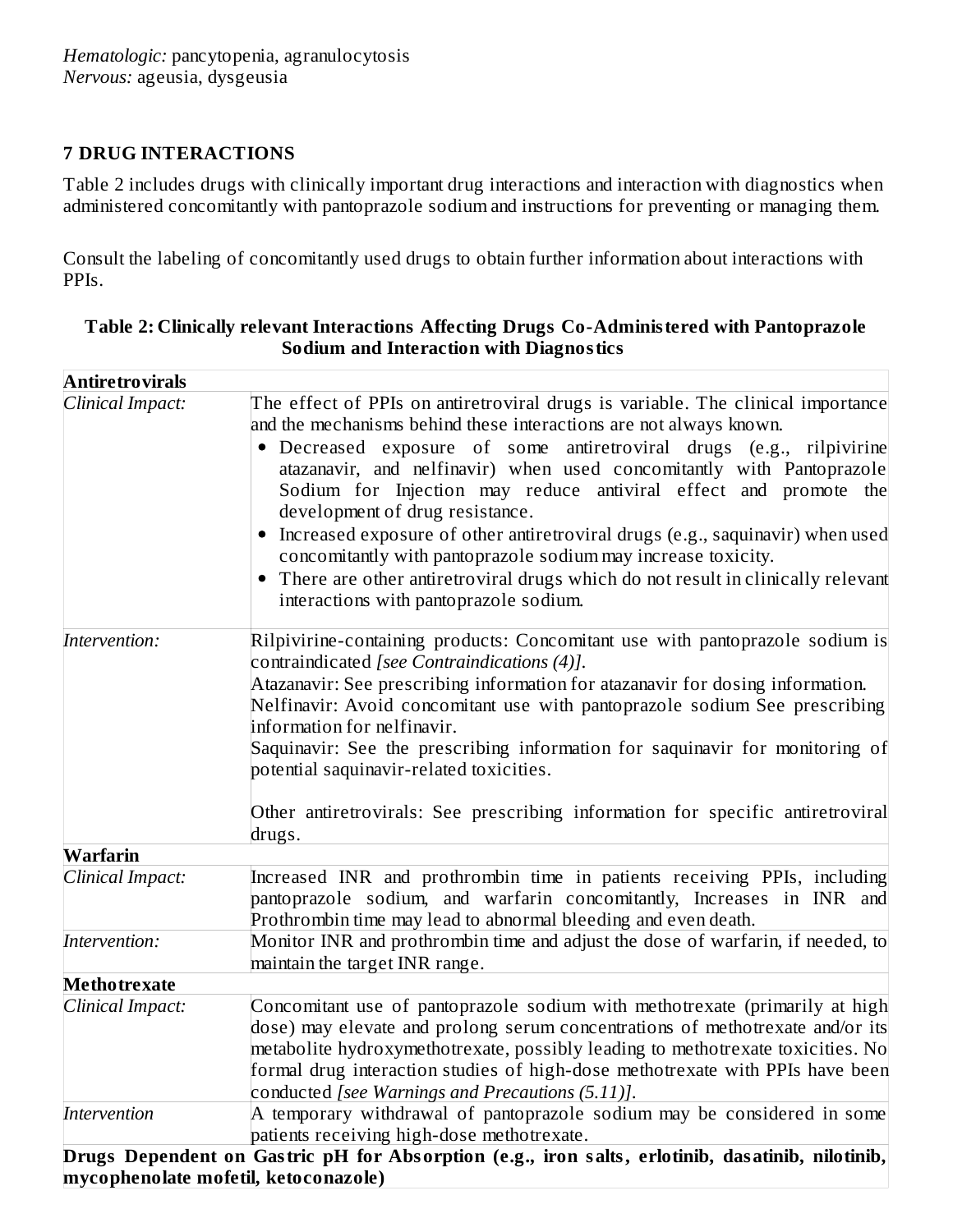*Hematologic:* pancytopenia, agranulocytosis
*Nervous:* ageusia, dysgeusia

## 7 DRUG INTERACTIONS

Table 2 includes drugs with clinically important drug interactions and interaction with diagnostics when administered concomitantly with pantoprazole sodium and instructions for preventing or managing them.

Consult the labeling of concomitantly used drugs to obtain further information about interactions with PPIs.

**Table 2: Clinically relevant Interactions Affecting Drugs Co-Administered with Pantoprazole Sodium and Interaction with Diagnostics**

| | |
|---|---|
| **Antiretrovirals** | |
| *Clinical Impact:* | The effect of PPIs on antiretroviral drugs is variable. The clinical importance and the mechanisms behind these interactions are not always known.<br>• Decreased exposure of some antiretroviral drugs (e.g., rilpivirine atazanavir, and nelfinavir) when used concomitantly with Pantoprazole Sodium for Injection may reduce antiviral effect and promote the development of drug resistance.<br>• Increased exposure of other antiretroviral drugs (e.g., saquinavir) when used concomitantly with pantoprazole sodium may increase toxicity.<br>• There are other antiretroviral drugs which do not result in clinically relevant interactions with pantoprazole sodium. |
| *Intervention:* | Rilpivirine-containing products: Concomitant use with pantoprazole sodium is contraindicated *[see Contraindications (4)]*.<br>Atazanavir: See prescribing information for atazanavir for dosing information.<br>Nelfinavir: Avoid concomitant use with pantoprazole sodium See prescribing information for nelfinavir.<br>Saquinavir: See the prescribing information for saquinavir for monitoring of potential saquinavir-related toxicities.<br><br>Other antiretrovirals: See prescribing information for specific antiretroviral drugs. |
| **Warfarin** | |
| *Clinical Impact:* | Increased INR and prothrombin time in patients receiving PPIs, including pantoprazole sodium, and warfarin concomitantly, Increases in INR and Prothrombin time may lead to abnormal bleeding and even death. |
| *Intervention:* | Monitor INR and prothrombin time and adjust the dose of warfarin, if needed, to maintain the target INR range. |
| **Methotrexate** | |
| *Clinical Impact:* | Concomitant use of pantoprazole sodium with methotrexate (primarily at high dose) may elevate and prolong serum concentrations of methotrexate and/or its metabolite hydroxymethotrexate, possibly leading to methotrexate toxicities. No formal drug interaction studies of high-dose methotrexate with PPIs have been conducted *[see Warnings and Precautions (5.11)]*. |
| *Intervention* | A temporary withdrawal of pantoprazole sodium may be considered in some patients receiving high-dose methotrexate. |
| **Drugs Dependent on Gastric pH for Absorption (e.g., iron salts, erlotinib, dasatinib, nilotinib, mycophenolate mofetil, ketoconazole)** | |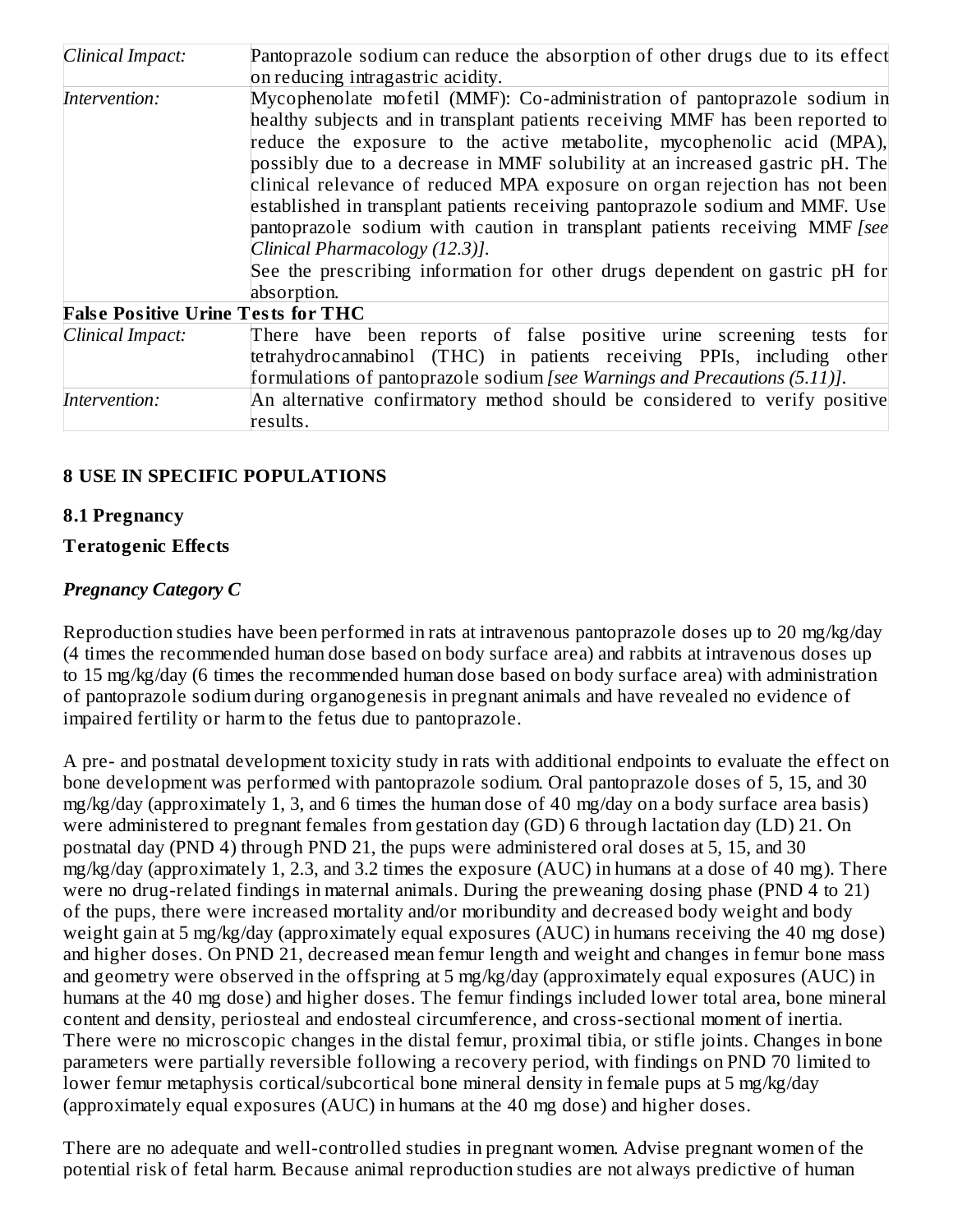| | |
|---|---|
| *Clinical Impact:* | Pantoprazole sodium can reduce the absorption of other drugs due to its effect on reducing intragastric acidity. |
| *Intervention:* | Mycophenolate mofetil (MMF): Co-administration of pantoprazole sodium in healthy subjects and in transplant patients receiving MMF has been reported to reduce the exposure to the active metabolite, mycophenolic acid (MPA), possibly due to a decrease in MMF solubility at an increased gastric pH. The clinical relevance of reduced MPA exposure on organ rejection has not been established in transplant patients receiving pantoprazole sodium and MMF. Use pantoprazole sodium with caution in transplant patients receiving MMF *[see Clinical Pharmacology (12.3)]*.<br>See the prescribing information for other drugs dependent on gastric pH for absorption. |
| **False Positive Urine Tests for THC** | |
| *Clinical Impact:* | There have been reports of false positive urine screening tests for tetrahydrocannabinol (THC) in patients receiving PPIs, including other formulations of pantoprazole sodium *[see Warnings and Precautions (5.11)]*. |
| *Intervention:* | An alternative confirmatory method should be considered to verify positive results. |

## 8 USE IN SPECIFIC POPULATIONS

### 8.1 Pregnancy

**Teratogenic Effects**

***Pregnancy Category C***

Reproduction studies have been performed in rats at intravenous pantoprazole doses up to 20 mg/kg/day (4 times the recommended human dose based on body surface area) and rabbits at intravenous doses up to 15 mg/kg/day (6 times the recommended human dose based on body surface area) with administration of pantoprazole sodium during organogenesis in pregnant animals and have revealed no evidence of impaired fertility or harm to the fetus due to pantoprazole.

A pre- and postnatal development toxicity study in rats with additional endpoints to evaluate the effect on bone development was performed with pantoprazole sodium. Oral pantoprazole doses of 5, 15, and 30 mg/kg/day (approximately 1, 3, and 6 times the human dose of 40 mg/day on a body surface area basis) were administered to pregnant females from gestation day (GD) 6 through lactation day (LD) 21. On postnatal day (PND 4) through PND 21, the pups were administered oral doses at 5, 15, and 30 mg/kg/day (approximately 1, 2.3, and 3.2 times the exposure (AUC) in humans at a dose of 40 mg). There were no drug-related findings in maternal animals. During the preweaning dosing phase (PND 4 to 21) of the pups, there were increased mortality and/or moribundity and decreased body weight and body weight gain at 5 mg/kg/day (approximately equal exposures (AUC) in humans receiving the 40 mg dose) and higher doses. On PND 21, decreased mean femur length and weight and changes in femur bone mass and geometry were observed in the offspring at 5 mg/kg/day (approximately equal exposures (AUC) in humans at the 40 mg dose) and higher doses. The femur findings included lower total area, bone mineral content and density, periosteal and endosteal circumference, and cross-sectional moment of inertia. There were no microscopic changes in the distal femur, proximal tibia, or stifle joints. Changes in bone parameters were partially reversible following a recovery period, with findings on PND 70 limited to lower femur metaphysis cortical/subcortical bone mineral density in female pups at 5 mg/kg/day (approximately equal exposures (AUC) in humans at the 40 mg dose) and higher doses.

There are no adequate and well-controlled studies in pregnant women. Advise pregnant women of the potential risk of fetal harm. Because animal reproduction studies are not always predictive of human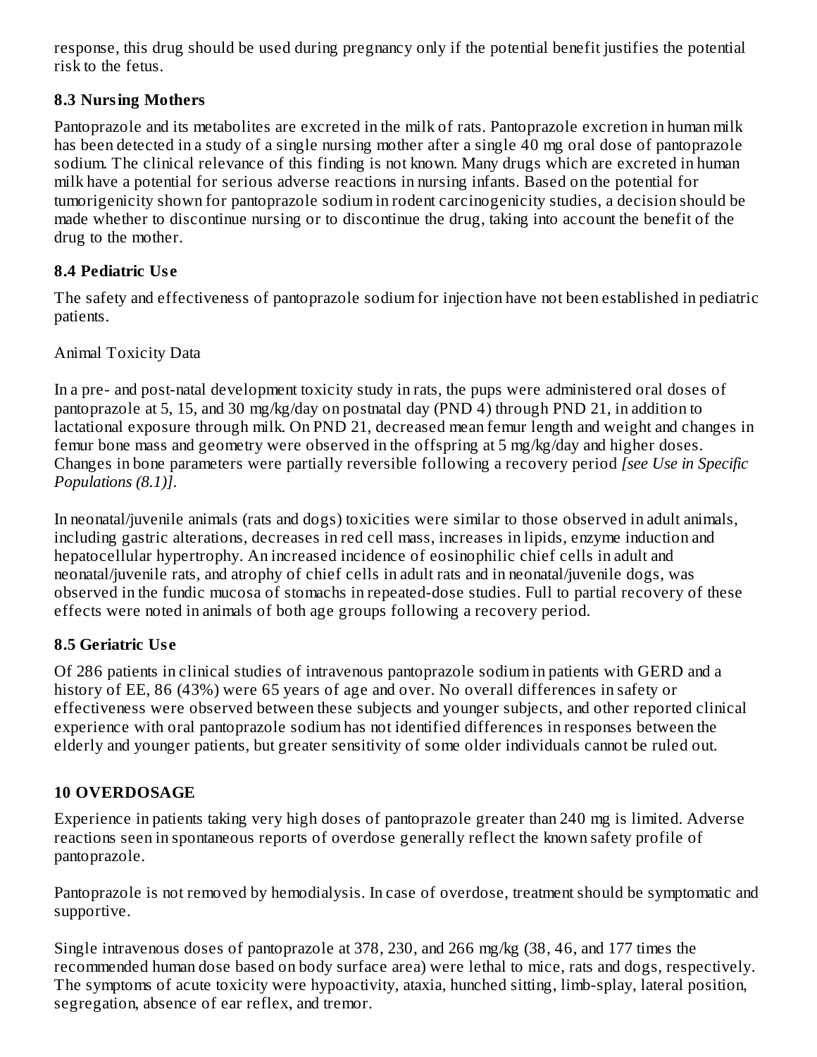response, this drug should be used during pregnancy only if the potential benefit justifies the potential risk to the fetus.

### 8.3 Nursing Mothers

Pantoprazole and its metabolites are excreted in the milk of rats. Pantoprazole excretion in human milk has been detected in a study of a single nursing mother after a single 40 mg oral dose of pantoprazole sodium. The clinical relevance of this finding is not known. Many drugs which are excreted in human milk have a potential for serious adverse reactions in nursing infants. Based on the potential for tumorigenicity shown for pantoprazole sodium in rodent carcinogenicity studies, a decision should be made whether to discontinue nursing or to discontinue the drug, taking into account the benefit of the drug to the mother.

### 8.4 Pediatric Use

The safety and effectiveness of pantoprazole sodium for injection have not been established in pediatric patients.

Animal Toxicity Data

In a pre- and post-natal development toxicity study in rats, the pups were administered oral doses of pantoprazole at 5, 15, and 30 mg/kg/day on postnatal day (PND 4) through PND 21, in addition to lactational exposure through milk. On PND 21, decreased mean femur length and weight and changes in femur bone mass and geometry were observed in the offspring at 5 mg/kg/day and higher doses. Changes in bone parameters were partially reversible following a recovery period *[see Use in Specific Populations (8.1)]*.

In neonatal/juvenile animals (rats and dogs) toxicities were similar to those observed in adult animals, including gastric alterations, decreases in red cell mass, increases in lipids, enzyme induction and hepatocellular hypertrophy. An increased incidence of eosinophilic chief cells in adult and neonatal/juvenile rats, and atrophy of chief cells in adult rats and in neonatal/juvenile dogs, was observed in the fundic mucosa of stomachs in repeated-dose studies. Full to partial recovery of these effects were noted in animals of both age groups following a recovery period.

### 8.5 Geriatric Use

Of 286 patients in clinical studies of intravenous pantoprazole sodium in patients with GERD and a history of EE, 86 (43%) were 65 years of age and over. No overall differences in safety or effectiveness were observed between these subjects and younger subjects, and other reported clinical experience with oral pantoprazole sodium has not identified differences in responses between the elderly and younger patients, but greater sensitivity of some older individuals cannot be ruled out.

## 10 OVERDOSAGE

Experience in patients taking very high doses of pantoprazole greater than 240 mg is limited. Adverse reactions seen in spontaneous reports of overdose generally reflect the known safety profile of pantoprazole.

Pantoprazole is not removed by hemodialysis. In case of overdose, treatment should be symptomatic and supportive.

Single intravenous doses of pantoprazole at 378, 230, and 266 mg/kg (38, 46, and 177 times the recommended human dose based on body surface area) were lethal to mice, rats and dogs, respectively. The symptoms of acute toxicity were hypoactivity, ataxia, hunched sitting, limb-splay, lateral position, segregation, absence of ear reflex, and tremor.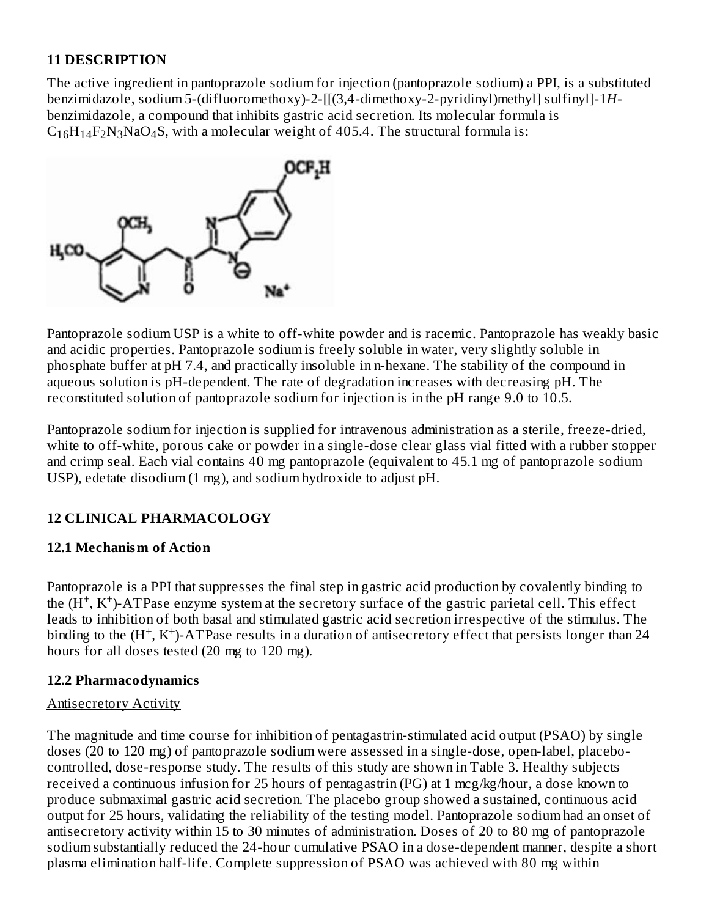## 11 DESCRIPTION

The active ingredient in pantoprazole sodium for injection (pantoprazole sodium) a PPI, is a substituted benzimidazole, sodium 5-(difluoromethoxy)-2-[[(3,4-dimethoxy-2-pyridinyl)methyl] sulfinyl]-1*H*-benzimidazole, a compound that inhibits gastric acid secretion. Its molecular formula is $C_{16}H_{14}F_2N_3NaO_4S$, with a molecular weight of 405.4. The structural formula is:

Pantoprazole sodium USP is a white to off-white powder and is racemic. Pantoprazole has weakly basic and acidic properties. Pantoprazole sodium is freely soluble in water, very slightly soluble in phosphate buffer at pH 7.4, and practically insoluble in n-hexane. The stability of the compound in aqueous solution is pH-dependent. The rate of degradation increases with decreasing pH. The reconstituted solution of pantoprazole sodium for injection is in the pH range 9.0 to 10.5.

Pantoprazole sodium for injection is supplied for intravenous administration as a sterile, freeze-dried, white to off-white, porous cake or powder in a single-dose clear glass vial fitted with a rubber stopper and crimp seal. Each vial contains 40 mg pantoprazole (equivalent to 45.1 mg of pantoprazole sodium USP), edetate disodium (1 mg), and sodium hydroxide to adjust pH.

## 12 CLINICAL PHARMACOLOGY

### 12.1 Mechanism of Action

Pantoprazole is a PPI that suppresses the final step in gastric acid production by covalently binding to the ($H^+$, $K^+$)-ATPase enzyme system at the secretory surface of the gastric parietal cell. This effect leads to inhibition of both basal and stimulated gastric acid secretion irrespective of the stimulus. The binding to the ($H^+$, $K^+$)-ATPase results in a duration of antisecretory effect that persists longer than 24 hours for all doses tested (20 mg to 120 mg).

### 12.2 Pharmacodynamics

Antisecretory Activity

The magnitude and time course for inhibition of pentagastrin-stimulated acid output (PSAO) by single doses (20 to 120 mg) of pantoprazole sodium were assessed in a single-dose, open-label, placebo-controlled, dose-response study. The results of this study are shown in Table 3. Healthy subjects received a continuous infusion for 25 hours of pentagastrin (PG) at 1 mcg/kg/hour, a dose known to produce submaximal gastric acid secretion. The placebo group showed a sustained, continuous acid output for 25 hours, validating the reliability of the testing model. Pantoprazole sodium had an onset of antisecretory activity within 15 to 30 minutes of administration. Doses of 20 to 80 mg of pantoprazole sodium substantially reduced the 24-hour cumulative PSAO in a dose-dependent manner, despite a short plasma elimination half-life. Complete suppression of PSAO was achieved with 80 mg within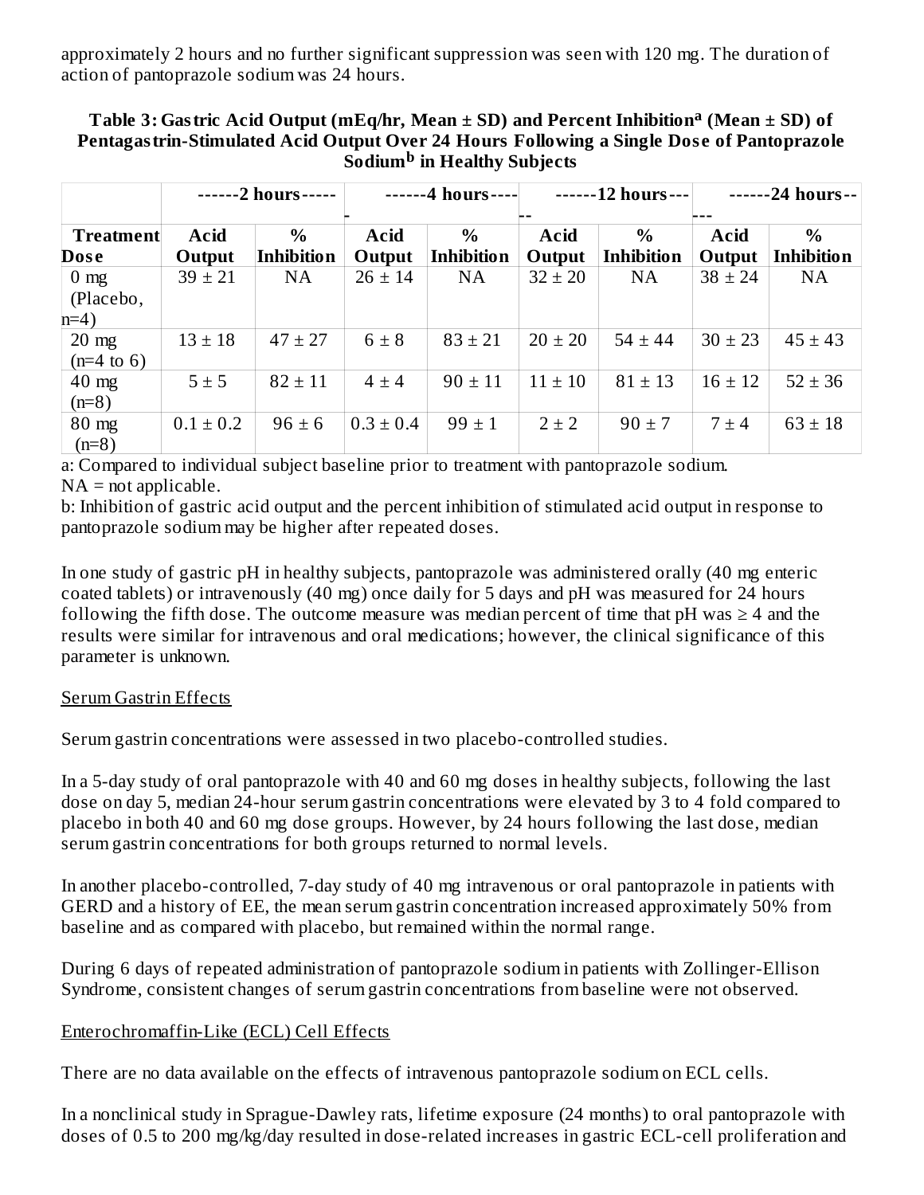approximately 2 hours and no further significant suppression was seen with 120 mg. The duration of action of pantoprazole sodium was 24 hours.

**Table 3: Gastric Acid Output (mEq/hr, Mean ± SD) and Percent Inhibition[a] (Mean ± SD) of Pentagastrin-Stimulated Acid Output Over 24 Hours Following a Single Dose of Pantoprazole Sodium[b] in Healthy Subjects**

| | ------2 hours----- | | ------4 hours----- | | ------12 hours--- | | ------24 hours--- | |
|---|---|---|---|---|---|---|---|---|
| **Treatment Dose** | **Acid Output** | **% Inhibition** | **Acid Output** | **% Inhibition** | **Acid Output** | **% Inhibition** | **Acid Output** | **% Inhibition** |
| 0 mg (Placebo, n=4) | 39 ± 21 | NA | 26 ± 14 | NA | 32 ± 20 | NA | 38 ± 24 | NA |
| 20 mg (n=4 to 6) | 13 ± 18 | 47 ± 27 | 6 ± 8 | 83 ± 21 | 20 ± 20 | 54 ± 44 | 30 ± 23 | 45 ± 43 |
| 40 mg (n=8) | 5 ± 5 | 82 ± 11 | 4 ± 4 | 90 ± 11 | 11 ± 10 | 81 ± 13 | 16 ± 12 | 52 ± 36 |
| 80 mg (n=8) | 0.1 ± 0.2 | 96 ± 6 | 0.3 ± 0.4 | 99 ± 1 | 2 ± 2 | 90 ± 7 | 7 ± 4 | 63 ± 18 |

a: Compared to individual subject baseline prior to treatment with pantoprazole sodium.
NA = not applicable.
b: Inhibition of gastric acid output and the percent inhibition of stimulated acid output in response to pantoprazole sodium may be higher after repeated doses.

In one study of gastric pH in healthy subjects, pantoprazole was administered orally (40 mg enteric coated tablets) or intravenously (40 mg) once daily for 5 days and pH was measured for 24 hours following the fifth dose. The outcome measure was median percent of time that pH was ≥ 4 and the results were similar for intravenous and oral medications; however, the clinical significance of this parameter is unknown.

Serum Gastrin Effects

Serum gastrin concentrations were assessed in two placebo-controlled studies.

In a 5-day study of oral pantoprazole with 40 and 60 mg doses in healthy subjects, following the last dose on day 5, median 24-hour serum gastrin concentrations were elevated by 3 to 4 fold compared to placebo in both 40 and 60 mg dose groups. However, by 24 hours following the last dose, median serum gastrin concentrations for both groups returned to normal levels.

In another placebo-controlled, 7-day study of 40 mg intravenous or oral pantoprazole in patients with GERD and a history of EE, the mean serum gastrin concentration increased approximately 50% from baseline and as compared with placebo, but remained within the normal range.

During 6 days of repeated administration of pantoprazole sodium in patients with Zollinger-Ellison Syndrome, consistent changes of serum gastrin concentrations from baseline were not observed.

Enterochromaffin-Like (ECL) Cell Effects

There are no data available on the effects of intravenous pantoprazole sodium on ECL cells.

In a nonclinical study in Sprague-Dawley rats, lifetime exposure (24 months) to oral pantoprazole with doses of 0.5 to 200 mg/kg/day resulted in dose-related increases in gastric ECL-cell proliferation and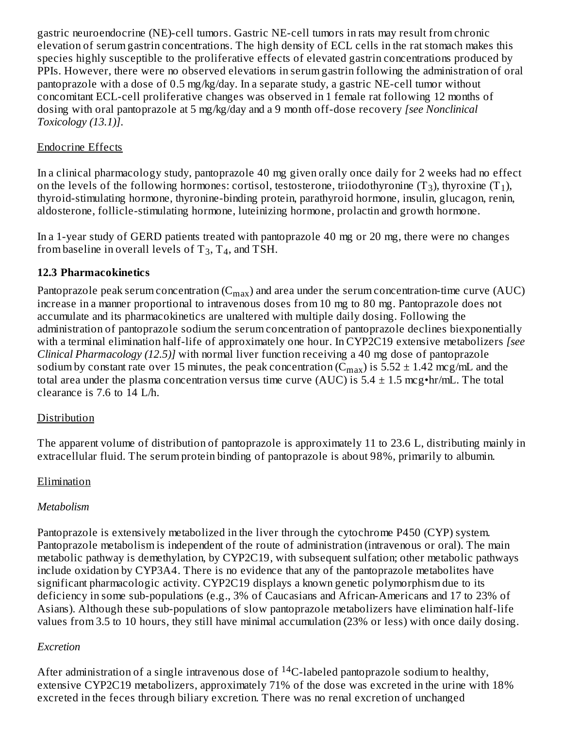gastric neuroendocrine (NE)-cell tumors. Gastric NE-cell tumors in rats may result from chronic elevation of serum gastrin concentrations. The high density of ECL cells in the rat stomach makes this species highly susceptible to the proliferative effects of elevated gastrin concentrations produced by PPIs. However, there were no observed elevations in serum gastrin following the administration of oral pantoprazole with a dose of 0.5 mg/kg/day. In a separate study, a gastric NE-cell tumor without concomitant ECL-cell proliferative changes was observed in 1 female rat following 12 months of dosing with oral pantoprazole at 5 mg/kg/day and a 9 month off-dose recovery *[see Nonclinical Toxicology (13.1)]*.

Endocrine Effects

In a clinical pharmacology study, pantoprazole 40 mg given orally once daily for 2 weeks had no effect on the levels of the following hormones: cortisol, testosterone, triiodothyronine ($T_3$), thyroxine ($T_1$), thyroid-stimulating hormone, thyronine-binding protein, parathyroid hormone, insulin, glucagon, renin, aldosterone, follicle-stimulating hormone, luteinizing hormone, prolactin and growth hormone.

In a 1-year study of GERD patients treated with pantoprazole 40 mg or 20 mg, there were no changes from baseline in overall levels of $T_3$, $T_4$, and TSH.

### 12.3 Pharmacokinetics

Pantoprazole peak serum concentration ($C_{max}$) and area under the serum concentration-time curve (AUC) increase in a manner proportional to intravenous doses from 10 mg to 80 mg. Pantoprazole does not accumulate and its pharmacokinetics are unaltered with multiple daily dosing. Following the administration of pantoprazole sodium the serum concentration of pantoprazole declines biexponentially with a terminal elimination half-life of approximately one hour. In CYP2C19 extensive metabolizers *[see Clinical Pharmacology (12.5)]* with normal liver function receiving a 40 mg dose of pantoprazole sodium by constant rate over 15 minutes, the peak concentration ($C_{max}$) is 5.52 ± 1.42 mcg/mL and the total area under the plasma concentration versus time curve (AUC) is 5.4 ± 1.5 mcg•hr/mL. The total clearance is 7.6 to 14 L/h.

Distribution

The apparent volume of distribution of pantoprazole is approximately 11 to 23.6 L, distributing mainly in extracellular fluid. The serum protein binding of pantoprazole is about 98%, primarily to albumin.

Elimination

*Metabolism*

Pantoprazole is extensively metabolized in the liver through the cytochrome P450 (CYP) system. Pantoprazole metabolism is independent of the route of administration (intravenous or oral). The main metabolic pathway is demethylation, by CYP2C19, with subsequent sulfation; other metabolic pathways include oxidation by CYP3A4. There is no evidence that any of the pantoprazole metabolites have significant pharmacologic activity. CYP2C19 displays a known genetic polymorphism due to its deficiency in some sub-populations (e.g., 3% of Caucasians and African-Americans and 17 to 23% of Asians). Although these sub-populations of slow pantoprazole metabolizers have elimination half-life values from 3.5 to 10 hours, they still have minimal accumulation (23% or less) with once daily dosing.

*Excretion*

After administration of a single intravenous dose of $^{14}C$-labeled pantoprazole sodium to healthy, extensive CYP2C19 metabolizers, approximately 71% of the dose was excreted in the urine with 18% excreted in the feces through biliary excretion. There was no renal excretion of unchanged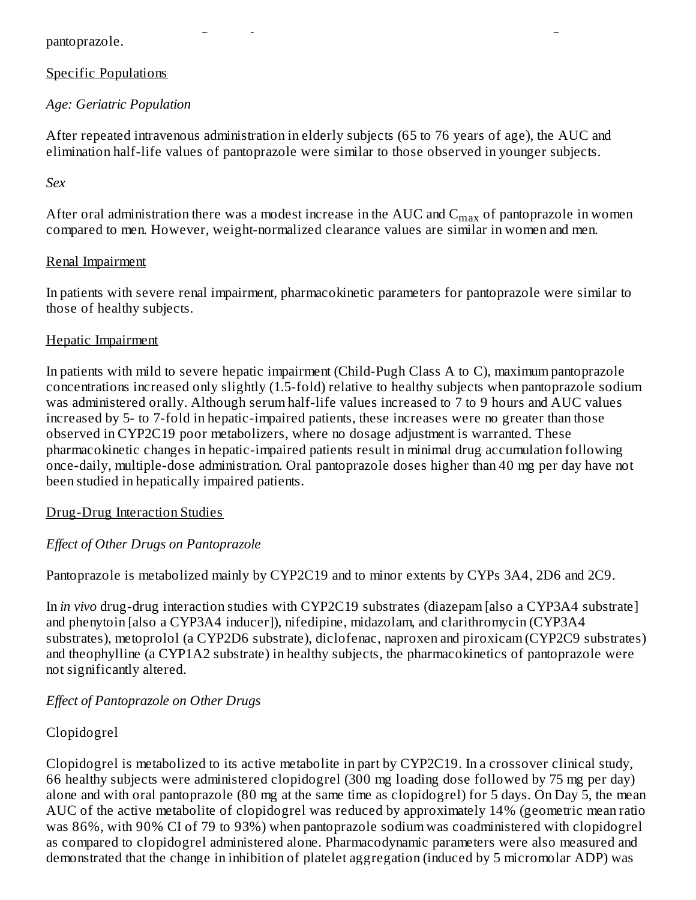pantoprazole.

Specific Populations

*Age: Geriatric Population*

After repeated intravenous administration in elderly subjects (65 to 76 years of age), the AUC and elimination half-life values of pantoprazole were similar to those observed in younger subjects.

*Sex*

After oral administration there was a modest increase in the AUC and $C_{max}$ of pantoprazole in women compared to men. However, weight-normalized clearance values are similar in women and men.

Renal Impairment

In patients with severe renal impairment, pharmacokinetic parameters for pantoprazole were similar to those of healthy subjects.

Hepatic Impairment

In patients with mild to severe hepatic impairment (Child-Pugh Class A to C), maximum pantoprazole concentrations increased only slightly (1.5-fold) relative to healthy subjects when pantoprazole sodium was administered orally. Although serum half-life values increased to 7 to 9 hours and AUC values increased by 5- to 7-fold in hepatic-impaired patients, these increases were no greater than those observed in CYP2C19 poor metabolizers, where no dosage adjustment is warranted. These pharmacokinetic changes in hepatic-impaired patients result in minimal drug accumulation following once-daily, multiple-dose administration. Oral pantoprazole doses higher than 40 mg per day have not been studied in hepatically impaired patients.

Drug-Drug Interaction Studies

*Effect of Other Drugs on Pantoprazole*

Pantoprazole is metabolized mainly by CYP2C19 and to minor extents by CYPs 3A4, 2D6 and 2C9.

In *in vivo* drug-drug interaction studies with CYP2C19 substrates (diazepam [also a CYP3A4 substrate] and phenytoin [also a CYP3A4 inducer]), nifedipine, midazolam, and clarithromycin (CYP3A4 substrates), metoprolol (a CYP2D6 substrate), diclofenac, naproxen and piroxicam (CYP2C9 substrates) and theophylline (a CYP1A2 substrate) in healthy subjects, the pharmacokinetics of pantoprazole were not significantly altered.

*Effect of Pantoprazole on Other Drugs*

Clopidogrel

Clopidogrel is metabolized to its active metabolite in part by CYP2C19. In a crossover clinical study, 66 healthy subjects were administered clopidogrel (300 mg loading dose followed by 75 mg per day) alone and with oral pantoprazole (80 mg at the same time as clopidogrel) for 5 days. On Day 5, the mean AUC of the active metabolite of clopidogrel was reduced by approximately 14% (geometric mean ratio was 86%, with 90% CI of 79 to 93%) when pantoprazole sodium was coadministered with clopidogrel as compared to clopidogrel administered alone. Pharmacodynamic parameters were also measured and demonstrated that the change in inhibition of platelet aggregation (induced by 5 micromolar ADP) was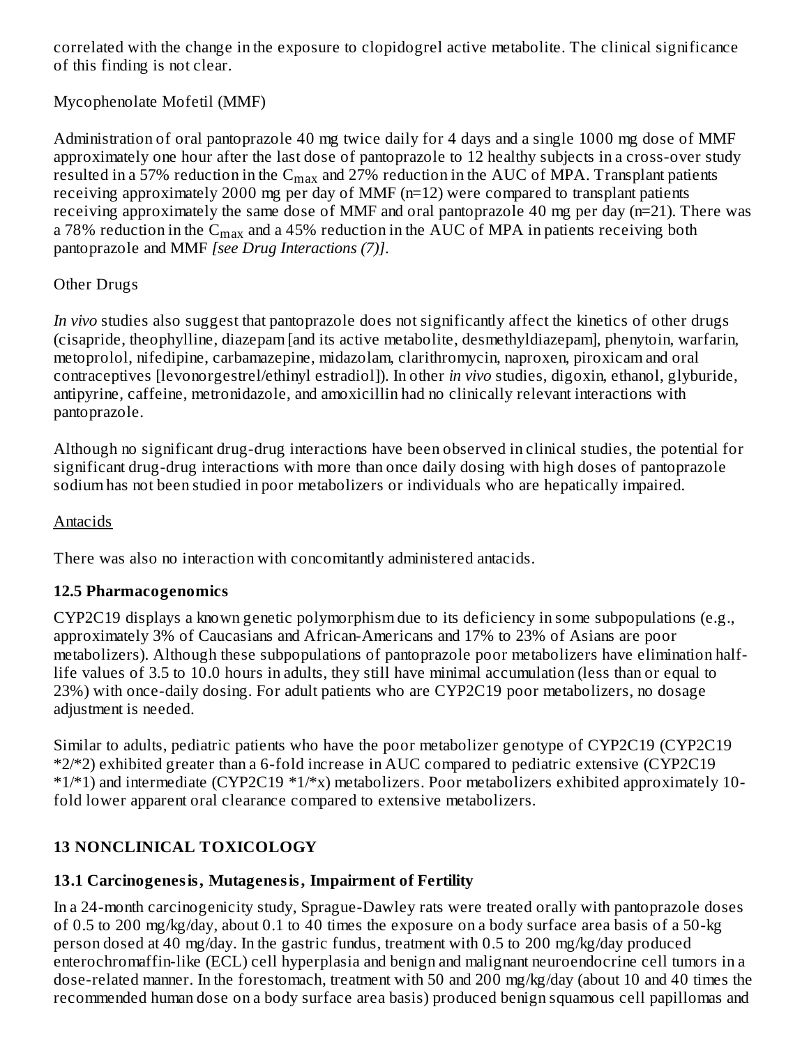correlated with the change in the exposure to clopidogrel active metabolite. The clinical significance of this finding is not clear.

Mycophenolate Mofetil (MMF)

Administration of oral pantoprazole 40 mg twice daily for 4 days and a single 1000 mg dose of MMF approximately one hour after the last dose of pantoprazole to 12 healthy subjects in a cross-over study resulted in a 57% reduction in the $C_{max}$ and 27% reduction in the AUC of MPA. Transplant patients receiving approximately 2000 mg per day of MMF (n=12) were compared to transplant patients receiving approximately the same dose of MMF and oral pantoprazole 40 mg per day (n=21). There was a 78% reduction in the $C_{max}$ and a 45% reduction in the AUC of MPA in patients receiving both pantoprazole and MMF *[see Drug Interactions (7)]*.

Other Drugs

*In vivo* studies also suggest that pantoprazole does not significantly affect the kinetics of other drugs (cisapride, theophylline, diazepam [and its active metabolite, desmethyldiazepam], phenytoin, warfarin, metoprolol, nifedipine, carbamazepine, midazolam, clarithromycin, naproxen, piroxicam and oral contraceptives [levonorgestrel/ethinyl estradiol]). In other *in vivo* studies, digoxin, ethanol, glyburide, antipyrine, caffeine, metronidazole, and amoxicillin had no clinically relevant interactions with pantoprazole.

Although no significant drug-drug interactions have been observed in clinical studies, the potential for significant drug-drug interactions with more than once daily dosing with high doses of pantoprazole sodium has not been studied in poor metabolizers or individuals who are hepatically impaired.

Antacids

There was also no interaction with concomitantly administered antacids.

### 12.5 Pharmacogenomics

CYP2C19 displays a known genetic polymorphism due to its deficiency in some subpopulations (e.g., approximately 3% of Caucasians and African-Americans and 17% to 23% of Asians are poor metabolizers). Although these subpopulations of pantoprazole poor metabolizers have elimination half-life values of 3.5 to 10.0 hours in adults, they still have minimal accumulation (less than or equal to 23%) with once-daily dosing. For adult patients who are CYP2C19 poor metabolizers, no dosage adjustment is needed.

Similar to adults, pediatric patients who have the poor metabolizer genotype of CYP2C19 (CYP2C19 *2/*2) exhibited greater than a 6-fold increase in AUC compared to pediatric extensive (CYP2C19 *1/*1) and intermediate (CYP2C19 *1/*x) metabolizers. Poor metabolizers exhibited approximately 10-fold lower apparent oral clearance compared to extensive metabolizers.

## 13 NONCLINICAL TOXICOLOGY

### 13.1 Carcinogenesis, Mutagenesis, Impairment of Fertility

In a 24-month carcinogenicity study, Sprague-Dawley rats were treated orally with pantoprazole doses of 0.5 to 200 mg/kg/day, about 0.1 to 40 times the exposure on a body surface area basis of a 50-kg person dosed at 40 mg/day. In the gastric fundus, treatment with 0.5 to 200 mg/kg/day produced enterochromaffin-like (ECL) cell hyperplasia and benign and malignant neuroendocrine cell tumors in a dose-related manner. In the forestomach, treatment with 50 and 200 mg/kg/day (about 10 and 40 times the recommended human dose on a body surface area basis) produced benign squamous cell papillomas and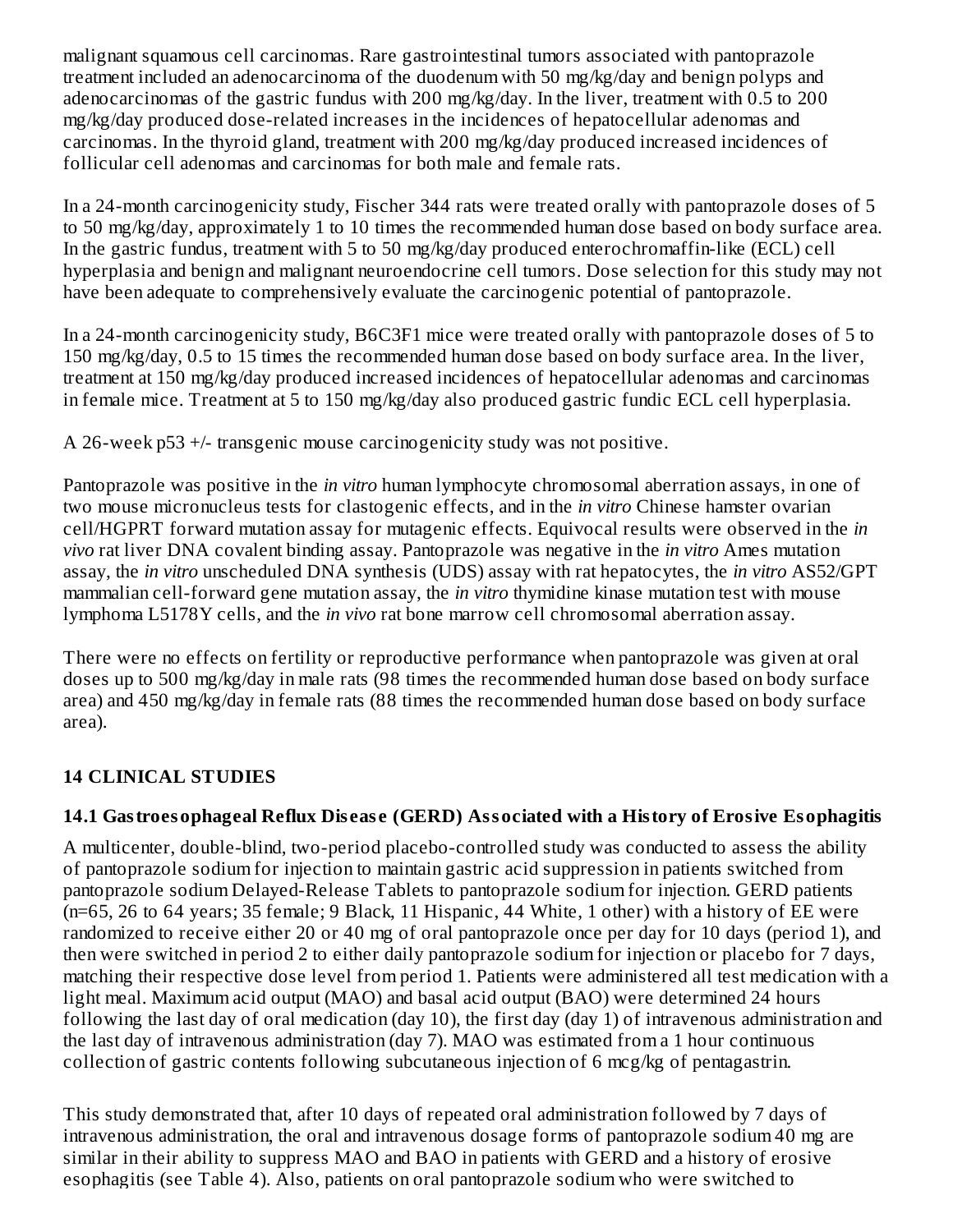malignant squamous cell carcinomas. Rare gastrointestinal tumors associated with pantoprazole treatment included an adenocarcinoma of the duodenum with 50 mg/kg/day and benign polyps and adenocarcinomas of the gastric fundus with 200 mg/kg/day. In the liver, treatment with 0.5 to 200 mg/kg/day produced dose-related increases in the incidences of hepatocellular adenomas and carcinomas. In the thyroid gland, treatment with 200 mg/kg/day produced increased incidences of follicular cell adenomas and carcinomas for both male and female rats.

In a 24-month carcinogenicity study, Fischer 344 rats were treated orally with pantoprazole doses of 5 to 50 mg/kg/day, approximately 1 to 10 times the recommended human dose based on body surface area. In the gastric fundus, treatment with 5 to 50 mg/kg/day produced enterochromaffin-like (ECL) cell hyperplasia and benign and malignant neuroendocrine cell tumors. Dose selection for this study may not have been adequate to comprehensively evaluate the carcinogenic potential of pantoprazole.

In a 24-month carcinogenicity study, B6C3F1 mice were treated orally with pantoprazole doses of 5 to 150 mg/kg/day, 0.5 to 15 times the recommended human dose based on body surface area. In the liver, treatment at 150 mg/kg/day produced increased incidences of hepatocellular adenomas and carcinomas in female mice. Treatment at 5 to 150 mg/kg/day also produced gastric fundic ECL cell hyperplasia.

A 26-week p53 +/- transgenic mouse carcinogenicity study was not positive.

Pantoprazole was positive in the *in vitro* human lymphocyte chromosomal aberration assays, in one of two mouse micronucleus tests for clastogenic effects, and in the *in vitro* Chinese hamster ovarian cell/HGPRT forward mutation assay for mutagenic effects. Equivocal results were observed in the *in vivo* rat liver DNA covalent binding assay. Pantoprazole was negative in the *in vitro* Ames mutation assay, the *in vitro* unscheduled DNA synthesis (UDS) assay with rat hepatocytes, the *in vitro* AS52/GPT mammalian cell-forward gene mutation assay, the *in vitro* thymidine kinase mutation test with mouse lymphoma L5178Y cells, and the *in vivo* rat bone marrow cell chromosomal aberration assay.

There were no effects on fertility or reproductive performance when pantoprazole was given at oral doses up to 500 mg/kg/day in male rats (98 times the recommended human dose based on body surface area) and 450 mg/kg/day in female rats (88 times the recommended human dose based on body surface area).

## 14 CLINICAL STUDIES

### 14.1 Gastroesophageal Reflux Disease (GERD) Associated with a History of Erosive Esophagitis

A multicenter, double-blind, two-period placebo-controlled study was conducted to assess the ability of pantoprazole sodium for injection to maintain gastric acid suppression in patients switched from pantoprazole sodium Delayed-Release Tablets to pantoprazole sodium for injection. GERD patients (n=65, 26 to 64 years; 35 female; 9 Black, 11 Hispanic, 44 White, 1 other) with a history of EE were randomized to receive either 20 or 40 mg of oral pantoprazole once per day for 10 days (period 1), and then were switched in period 2 to either daily pantoprazole sodium for injection or placebo for 7 days, matching their respective dose level from period 1. Patients were administered all test medication with a light meal. Maximum acid output (MAO) and basal acid output (BAO) were determined 24 hours following the last day of oral medication (day 10), the first day (day 1) of intravenous administration and the last day of intravenous administration (day 7). MAO was estimated from a 1 hour continuous collection of gastric contents following subcutaneous injection of 6 mcg/kg of pentagastrin.

This study demonstrated that, after 10 days of repeated oral administration followed by 7 days of intravenous administration, the oral and intravenous dosage forms of pantoprazole sodium 40 mg are similar in their ability to suppress MAO and BAO in patients with GERD and a history of erosive esophagitis (see Table 4). Also, patients on oral pantoprazole sodium who were switched to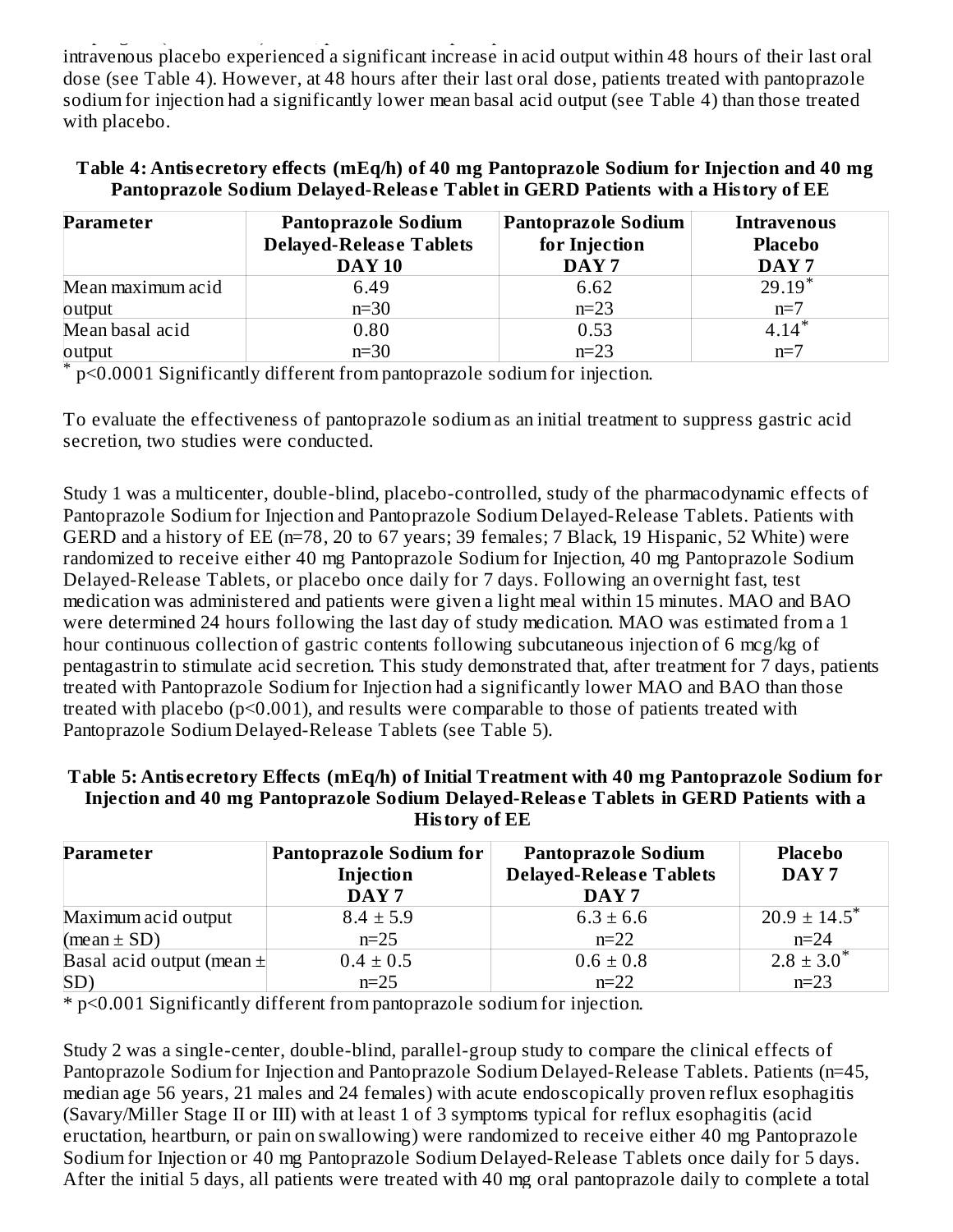intravenous placebo experienced a significant increase in acid output within 48 hours of their last oral dose (see Table 4). However, at 48 hours after their last oral dose, patients treated with pantoprazole sodium for injection had a significantly lower mean basal acid output (see Table 4) than those treated with placebo.

**Table 4: Antisecretory effects (mEq/h) of 40 mg Pantoprazole Sodium for Injection and 40 mg Pantoprazole Sodium Delayed-Release Tablet in GERD Patients with a History of EE**

| Parameter | Pantoprazole Sodium Delayed-Release Tablets DAY 10 | Pantoprazole Sodium for Injection DAY 7 | Intravenous Placebo DAY 7 |
|---|---|---|---|
| Mean maximum acid output | 6.49 n=30 | 6.62 n=23 | 29.19* n=7 |
| Mean basal acid output | 0.80 n=30 | 0.53 n=23 | 4.14* n=7 |

\* $p<0.0001$ Significantly different from pantoprazole sodium for injection.

To evaluate the effectiveness of pantoprazole sodium as an initial treatment to suppress gastric acid secretion, two studies were conducted.

Study 1 was a multicenter, double-blind, placebo-controlled, study of the pharmacodynamic effects of Pantoprazole Sodium for Injection and Pantoprazole Sodium Delayed-Release Tablets. Patients with GERD and a history of EE (n=78, 20 to 67 years; 39 females; 7 Black, 19 Hispanic, 52 White) were randomized to receive either 40 mg Pantoprazole Sodium for Injection, 40 mg Pantoprazole Sodium Delayed-Release Tablets, or placebo once daily for 7 days. Following an overnight fast, test medication was administered and patients were given a light meal within 15 minutes. MAO and BAO were determined 24 hours following the last day of study medication. MAO was estimated from a 1 hour continuous collection of gastric contents following subcutaneous injection of 6 mcg/kg of pentagastrin to stimulate acid secretion. This study demonstrated that, after treatment for 7 days, patients treated with Pantoprazole Sodium for Injection had a significantly lower MAO and BAO than those treated with placebo ($p<0.001$), and results were comparable to those of patients treated with Pantoprazole Sodium Delayed-Release Tablets (see Table 5).

**Table 5: Antisecretory Effects (mEq/h) of Initial Treatment with 40 mg Pantoprazole Sodium for Injection and 40 mg Pantoprazole Sodium Delayed-Release Tablets in GERD Patients with a History of EE**

| Parameter | Pantoprazole Sodium for Injection DAY 7 | Pantoprazole Sodium Delayed-Release Tablets DAY 7 | Placebo DAY 7 |
|---|---|---|---|
| Maximum acid output (mean ± SD) | 8.4 ± 5.9 n=25 | 6.3 ± 6.6 n=22 | 20.9 ± 14.5* n=24 |
| Basal acid output (mean ± SD) | 0.4 ± 0.5 n=25 | 0.6 ± 0.8 n=22 | 2.8 ± 3.0* n=23 |

\* $p<0.001$ Significantly different from pantoprazole sodium for injection.

Study 2 was a single-center, double-blind, parallel-group study to compare the clinical effects of Pantoprazole Sodium for Injection and Pantoprazole Sodium Delayed-Release Tablets. Patients (n=45, median age 56 years, 21 males and 24 females) with acute endoscopically proven reflux esophagitis (Savary/Miller Stage II or III) with at least 1 of 3 symptoms typical for reflux esophagitis (acid eructation, heartburn, or pain on swallowing) were randomized to receive either 40 mg Pantoprazole Sodium for Injection or 40 mg Pantoprazole Sodium Delayed-Release Tablets once daily for 5 days. After the initial 5 days, all patients were treated with 40 mg oral pantoprazole daily to complete a total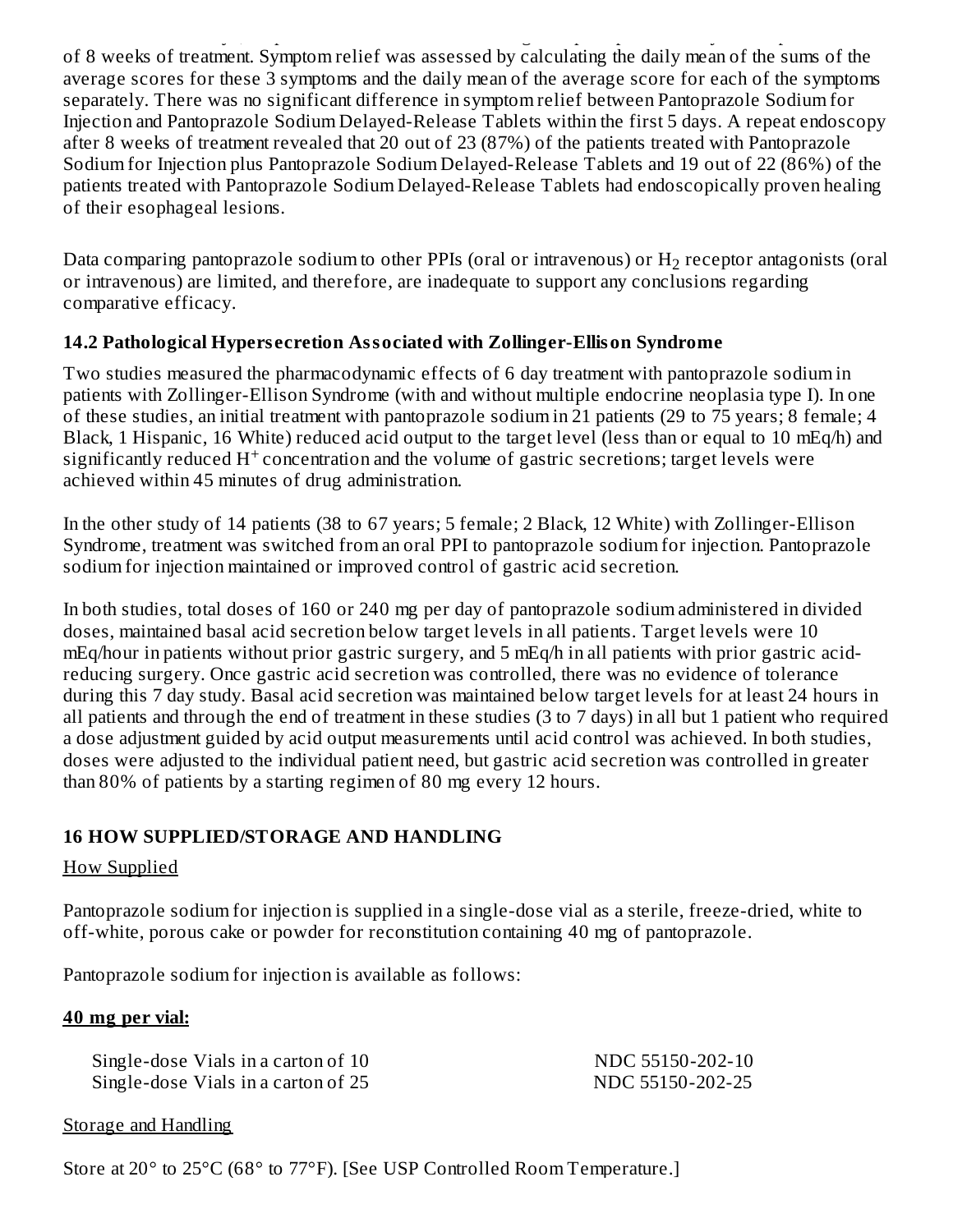of 8 weeks of treatment. Symptom relief was assessed by calculating the daily mean of the sums of the average scores for these 3 symptoms and the daily mean of the average score for each of the symptoms separately. There was no significant difference in symptom relief between Pantoprazole Sodium for Injection and Pantoprazole Sodium Delayed-Release Tablets within the first 5 days. A repeat endoscopy after 8 weeks of treatment revealed that 20 out of 23 (87%) of the patients treated with Pantoprazole Sodium for Injection plus Pantoprazole Sodium Delayed-Release Tablets and 19 out of 22 (86%) of the patients treated with Pantoprazole Sodium Delayed-Release Tablets had endoscopically proven healing of their esophageal lesions.

Data comparing pantoprazole sodium to other PPIs (oral or intravenous) or $H_2$ receptor antagonists (oral or intravenous) are limited, and therefore, are inadequate to support any conclusions regarding comparative efficacy.

### 14.2 Pathological Hypersecretion Associated with Zollinger-Ellison Syndrome

Two studies measured the pharmacodynamic effects of 6 day treatment with pantoprazole sodium in patients with Zollinger-Ellison Syndrome (with and without multiple endocrine neoplasia type I). In one of these studies, an initial treatment with pantoprazole sodium in 21 patients (29 to 75 years; 8 female; 4 Black, 1 Hispanic, 16 White) reduced acid output to the target level (less than or equal to 10 mEq/h) and significantly reduced $H^+$ concentration and the volume of gastric secretions; target levels were achieved within 45 minutes of drug administration.

In the other study of 14 patients (38 to 67 years; 5 female; 2 Black, 12 White) with Zollinger-Ellison Syndrome, treatment was switched from an oral PPI to pantoprazole sodium for injection. Pantoprazole sodium for injection maintained or improved control of gastric acid secretion.

In both studies, total doses of 160 or 240 mg per day of pantoprazole sodium administered in divided doses, maintained basal acid secretion below target levels in all patients. Target levels were 10 mEq/hour in patients without prior gastric surgery, and 5 mEq/h in all patients with prior gastric acid-reducing surgery. Once gastric acid secretion was controlled, there was no evidence of tolerance during this 7 day study. Basal acid secretion was maintained below target levels for at least 24 hours in all patients and through the end of treatment in these studies (3 to 7 days) in all but 1 patient who required a dose adjustment guided by acid output measurements until acid control was achieved. In both studies, doses were adjusted to the individual patient need, but gastric acid secretion was controlled in greater than 80% of patients by a starting regimen of 80 mg every 12 hours.

## 16 HOW SUPPLIED/STORAGE AND HANDLING

How Supplied

Pantoprazole sodium for injection is supplied in a single-dose vial as a sterile, freeze-dried, white to off-white, porous cake or powder for reconstitution containing 40 mg of pantoprazole.

Pantoprazole sodium for injection is available as follows:

**40 mg per vial:**

| | |
|---|---|
| Single-dose Vials in a carton of 10 | NDC 55150-202-10 |
| Single-dose Vials in a carton of 25 | NDC 55150-202-25 |

Storage and Handling

Store at 20° to 25°C (68° to 77°F). [See USP Controlled Room Temperature.]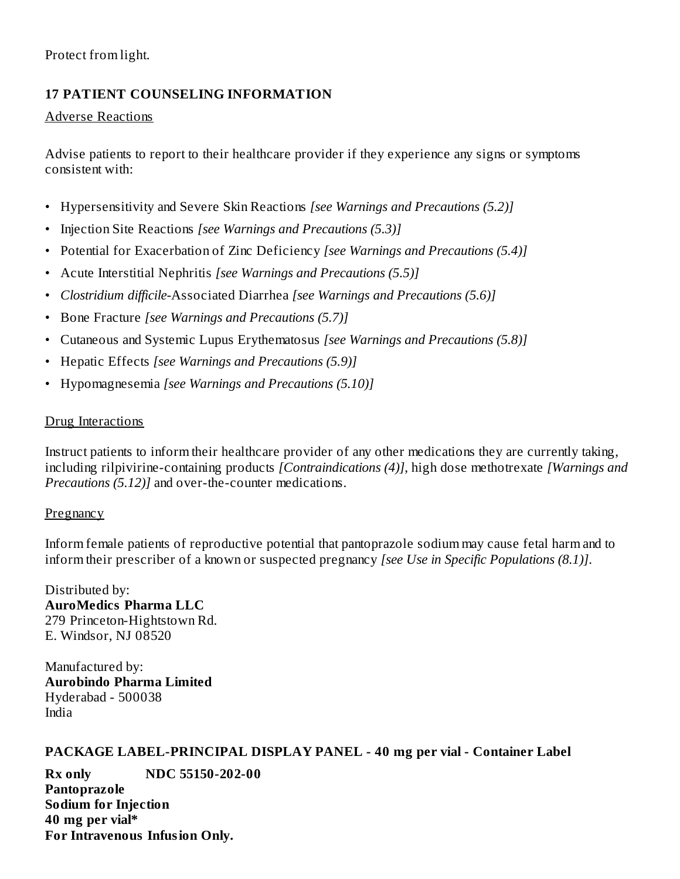Protect from light.

## 17 PATIENT COUNSELING INFORMATION

Adverse Reactions

Advise patients to report to their healthcare provider if they experience any signs or symptoms consistent with:

- Hypersensitivity and Severe Skin Reactions *[see Warnings and Precautions (5.2)]*
- Injection Site Reactions *[see Warnings and Precautions (5.3)]*
- Potential for Exacerbation of Zinc Deficiency *[see Warnings and Precautions (5.4)]*
- Acute Interstitial Nephritis *[see Warnings and Precautions (5.5)]*
- *Clostridium difficile*-Associated Diarrhea *[see Warnings and Precautions (5.6)]*
- Bone Fracture *[see Warnings and Precautions (5.7)]*
- Cutaneous and Systemic Lupus Erythematosus *[see Warnings and Precautions (5.8)]*
- Hepatic Effects *[see Warnings and Precautions (5.9)]*
- Hypomagnesemia *[see Warnings and Precautions (5.10)]*

Drug Interactions

Instruct patients to inform their healthcare provider of any other medications they are currently taking, including rilpivirine-containing products *[Contraindications (4)]*, high dose methotrexate *[Warnings and Precautions (5.12)]* and over-the-counter medications.

Pregnancy

Inform female patients of reproductive potential that pantoprazole sodium may cause fetal harm and to inform their prescriber of a known or suspected pregnancy *[see Use in Specific Populations (8.1)]*.

Distributed by:
**AuroMedics Pharma LLC**
279 Princeton-Hightstown Rd.
E. Windsor, NJ 08520

Manufactured by:
**Aurobindo Pharma Limited**
Hyderabad - 500038
India

**PACKAGE LABEL-PRINCIPAL DISPLAY PANEL - 40 mg per vial - Container Label**

**Rx only** **NDC 55150-202-00**
**Pantoprazole**
**Sodium for Injection**
**40 mg per vial***
**For Intravenous Infusion Only.**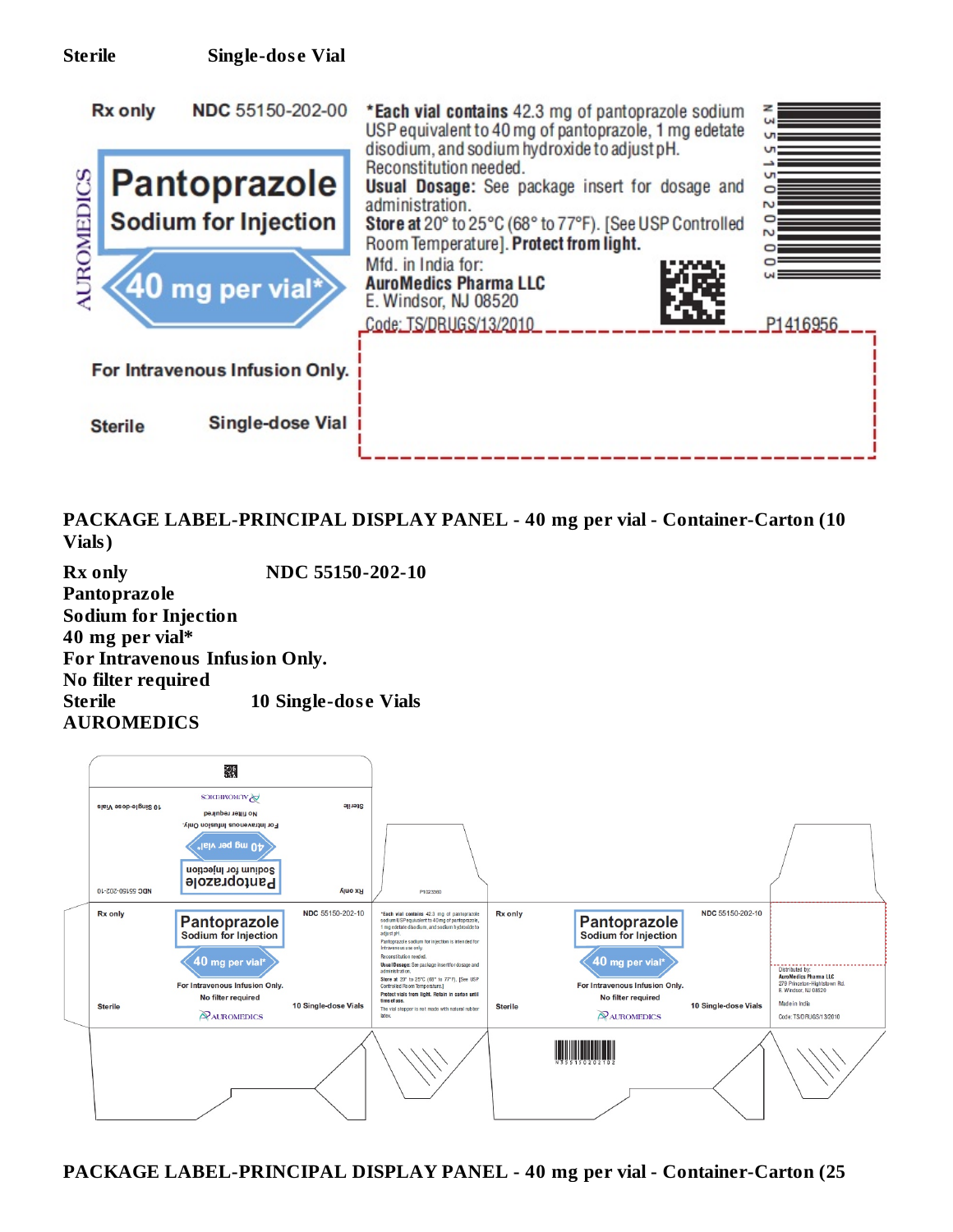**Sterile** **Single-dose Vial**

Rx only NDC 55150-202-00

AUROMEDICS

**Pantoprazole**
**Sodium for Injection**

**40 mg per vial***

For Intravenous Infusion Only.

Sterile Single-dose Vial

*Each vial contains 42.3 mg of pantoprazole sodium USP equivalent to 40 mg of pantoprazole, 1 mg edetate disodium, and sodium hydroxide to adjust pH.
Reconstitution needed.
Usual Dosage: See package insert for dosage and administration.
Store at 20° to 25°C (68° to 77°F). [See USP Controlled Room Temperature]. Protect from light.
Mfd. in India for:
AuroMedics Pharma LLC
E. Windsor, NJ 08520
Code: TS/DRUGS/13/2010

N 3 55150 20200 3

P1416956

**PACKAGE LABEL-PRINCIPAL DISPLAY PANEL - 40 mg per vial - Container-Carton (10 Vials)**

**Rx only** **NDC 55150-202-10**
**Pantoprazole**
**Sodium for Injection**
**40 mg per vial***
**For Intravenous Infusion Only.**
**No filter required**
**Sterile** **10 Single-dose Vials**
**AUROMEDICS**

Rx only NDC 55150-202-10

Pantoprazole
Sodium for Injection

40 mg per vial*

For Intravenous Infusion Only.
No filter required

Sterile 10 Single-dose Vials

AUROMEDICS

*Each vial contains 42.3 mg of pantoprazole sodium USP equivalent to 40 mg of pantoprazole, 1 mg edetate disodium, and sodium hydroxide to adjust pH.
Pantoprazole sodium for injection is intended for intravenous use only.
Reconstitution needed.
Usual Dosage: See package insert for dosage and administration.
Store at 20° to 25°C (68° to 77°F). [See USP Controlled Room Temperature]
Protect vials from light. Retain in carton until time of use.
The vial stopper is not made with natural rubber latex.

Distributed by:
AuroMedics Pharma LLC
279 Princeton-Hightstown Rd.
E. Windsor, NJ 08520
Made in India
Code: TS/DRUGS/13/2010

**PACKAGE LABEL-PRINCIPAL DISPLAY PANEL - 40 mg per vial - Container-Carton (25**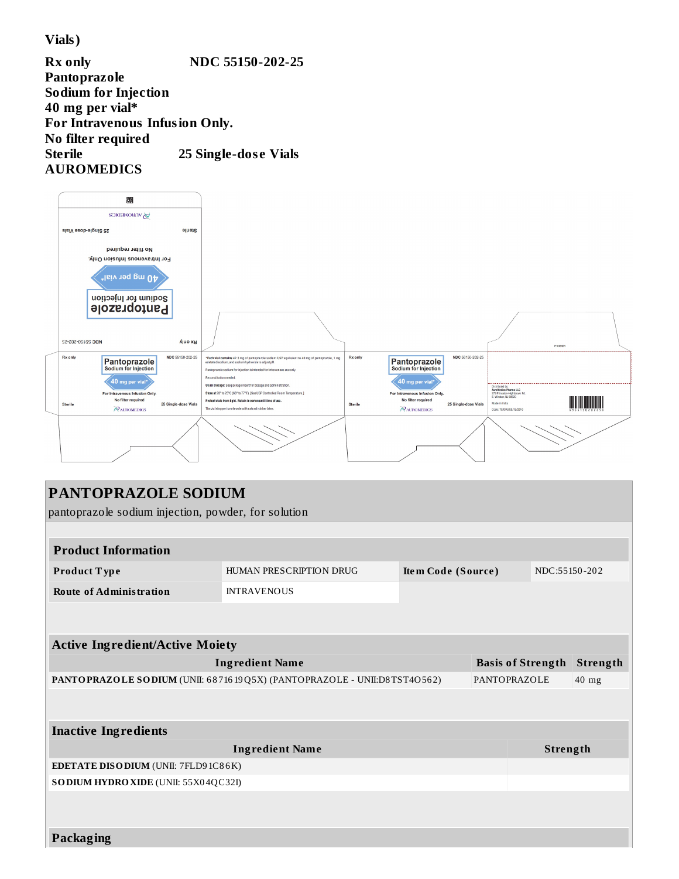Vials)

**Rx only** **NDC 55150-202-25**
**Pantoprazole**
**Sodium for Injection**
**40 mg per vial***
**For Intravenous Infusion Only.**
**No filter required**
**Sterile** **25 Single-dose Vials**
**AUROMEDICS**

# PANTOPRAZOLE SODIUM

pantoprazole sodium injection, powder, for solution

| **Product Information** | | | |
|---|---|---|---|
| **Product Type** | HUMAN PRESCRIPTION DRUG | **Item Code (Source)** | NDC:55150-202 |
| **Route of Administration** | INTRAVENOUS | | |

| **Active Ingredient/Active Moiety** | | |
|---|---|---|
| **Ingredient Name** | **Basis of Strength** | **Strength** |
| **PANTOPRAZOLE SODIUM** (UNII: 6871619Q5X) (PANTOPRAZOLE - UNII:D8TST4O562) | PANTOPRAZOLE | 40 mg |

| **Inactive Ingredients** | |
|---|---|
| **Ingredient Name** | **Strength** |
| **EDETATE DISODIUM** (UNII: 7FLD91C86K) | |
| **SODIUM HYDROXIDE** (UNII: 55X04QC32I) | |

**Packaging**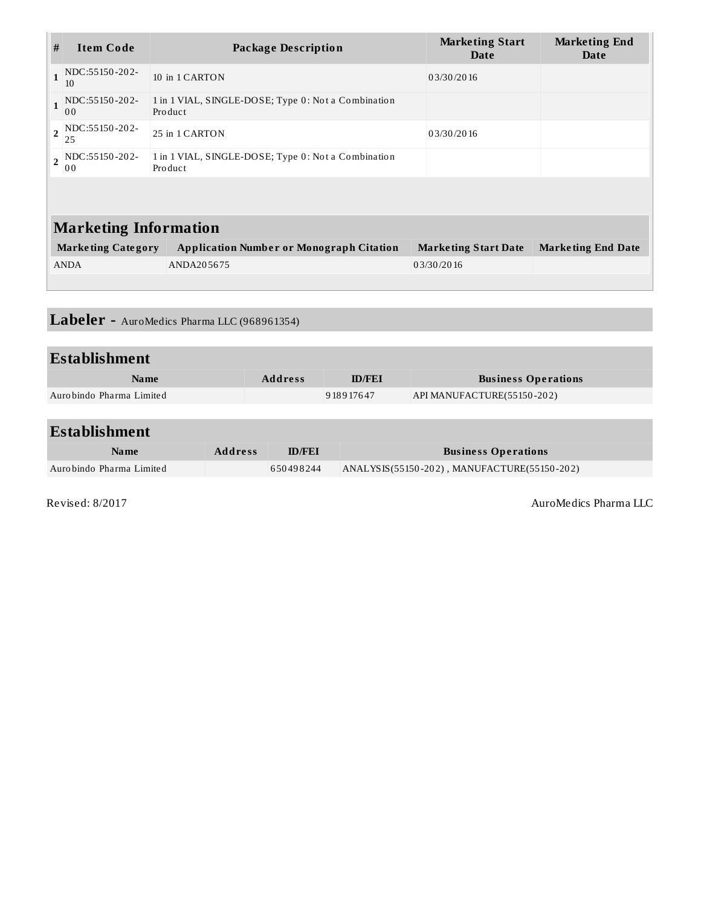| # | Item Code | Package Description | Marketing Start Date | Marketing End Date |
|---|---|---|---|---|
| 1 | NDC:55150-202-10 | 10 in 1 CARTON | 03/30/2016 | |
| 1 | NDC:55150-202-00 | 1 in 1 VIAL, SINGLE-DOSE; Type 0: Not a Combination Product | | |
| 2 | NDC:55150-202-25 | 25 in 1 CARTON | 03/30/2016 | |
| 2 | NDC:55150-202-00 | 1 in 1 VIAL, SINGLE-DOSE; Type 0: Not a Combination Product | | |

## Marketing Information

| Marketing Category | Application Number or Monograph Citation | Marketing Start Date | Marketing End Date |
|---|---|---|---|
| ANDA | ANDA205675 | 03/30/2016 | |

## Labeler - AuroMedics Pharma LLC (968961354)

## Establishment

| Name | Address | ID/FEI | Business Operations |
|---|---|---|---|
| Aurobindo Pharma Limited | | 918917647 | API MANUFACTURE(55150-202) |

## Establishment

| Name | Address | ID/FEI | Business Operations |
|---|---|---|---|
| Aurobindo Pharma Limited | | 650498244 | ANALYSIS(55150-202) , MANUFACTURE(55150-202) |

Revised: 8/2017

AuroMedics Pharma LLC